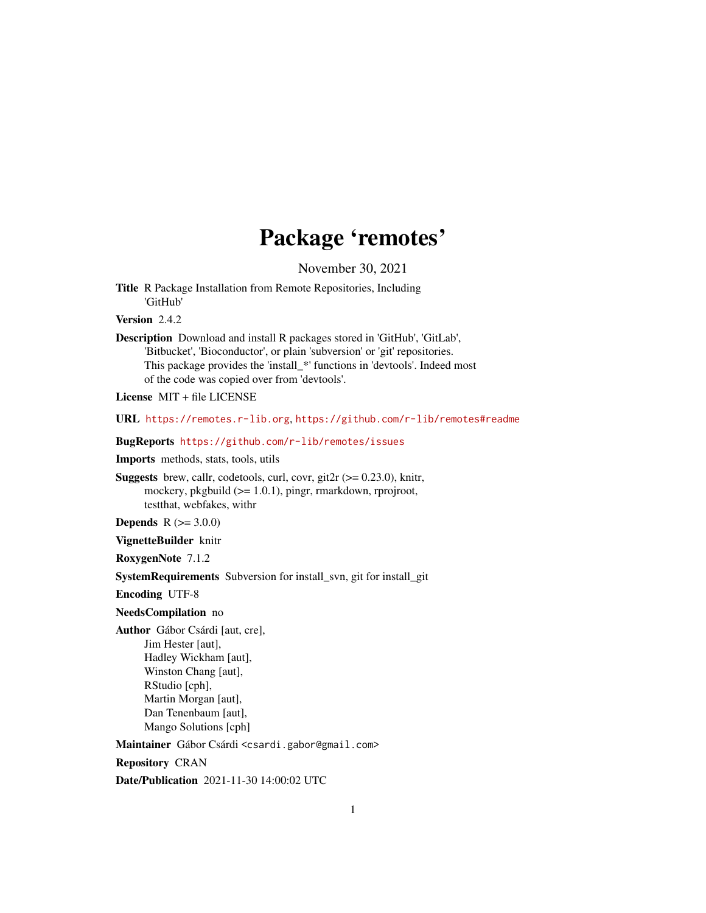# Package 'remotes'

November 30, 2021

**Title** R Package Installation from Remote Repositories, Including 'GitHub'

**Version** 2.4.2

**Description** Download and install R packages stored in 'GitHub', 'GitLab', 'Bitbucket', 'Bioconductor', or plain 'subversion' or 'git' repositories. This package provides the 'install_*' functions in 'devtools'. Indeed most of the code was copied over from 'devtools'.

**License** MIT + file LICENSE

**URL** https://remotes.r-lib.org, https://github.com/r-lib/remotes#readme

**BugReports** https://github.com/r-lib/remotes/issues

**Imports** methods, stats, tools, utils

**Suggests** brew, callr, codetools, curl, covr, git2r (>= 0.23.0), knitr, mockery, pkgbuild (>= 1.0.1), pingr, rmarkdown, rprojroot, testthat, webfakes, withr

**Depends** R (>= 3.0.0)

**VignetteBuilder** knitr

**RoxygenNote** 7.1.2

**SystemRequirements** Subversion for install_svn, git for install_git

**Encoding** UTF-8

**NeedsCompilation** no

**Author** Gábor Csárdi [aut, cre],
Jim Hester [aut],
Hadley Wickham [aut],
Winston Chang [aut],
RStudio [cph],
Martin Morgan [aut],
Dan Tenenbaum [aut],
Mango Solutions [cph]

**Maintainer** Gábor Csárdi <csardi.gabor@gmail.com>

**Repository** CRAN

**Date/Publication** 2021-11-30 14:00:02 UTC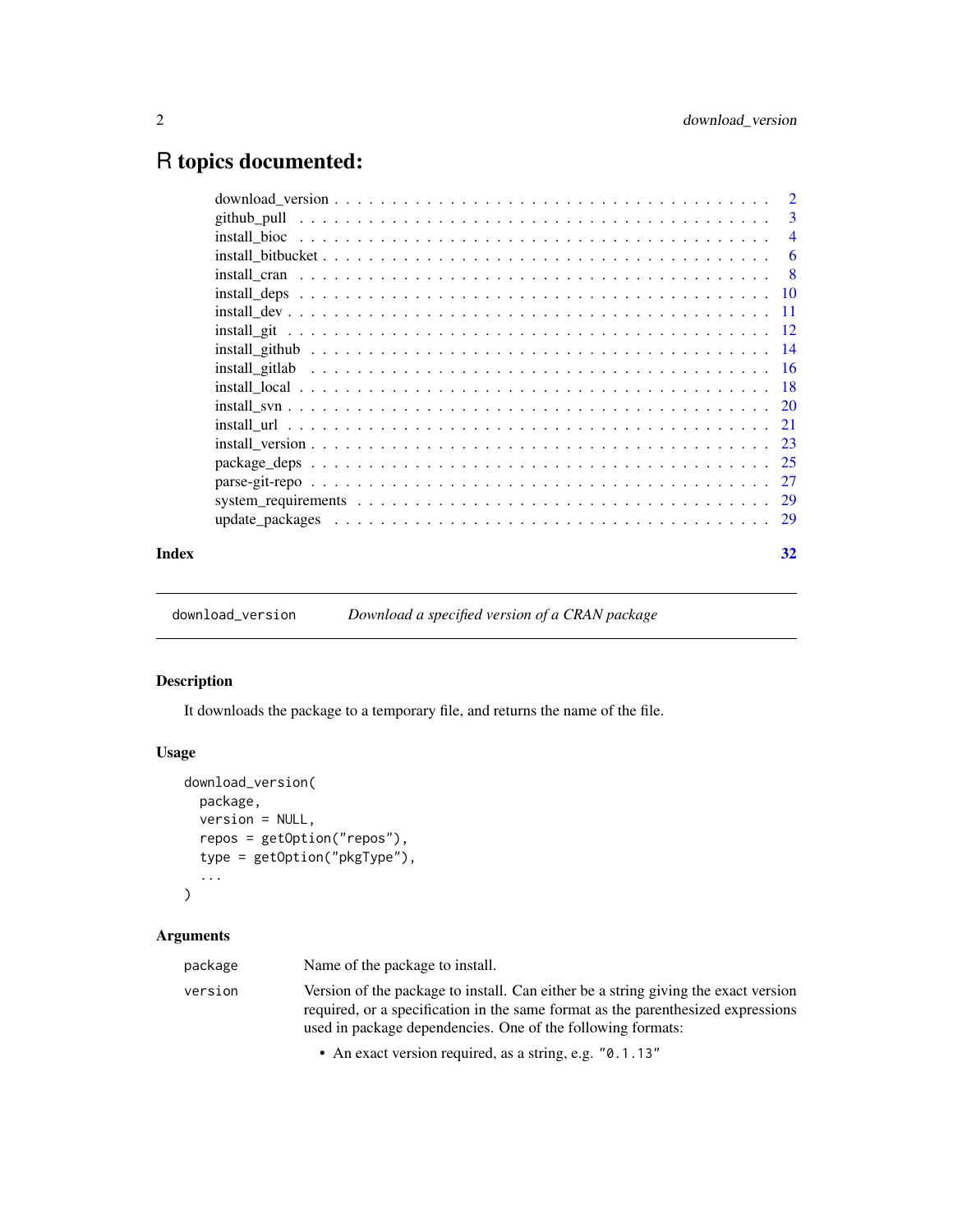# R topics documented:

| | |
|---|---|
| download_version | 2 |
| github_pull | 3 |
| install_bioc | 4 |
| install_bitbucket | 6 |
| install_cran | 8 |
| install_deps | 10 |
| install_dev | 11 |
| install_git | 12 |
| install_github | 14 |
| install_gitlab | 16 |
| install_local | 18 |
| install_svn | 20 |
| install_url | 21 |
| install_version | 23 |
| package_deps | 25 |
| parse-git-repo | 27 |
| system_requirements | 29 |
| update_packages | 29 |

**Index** 32

---

`download_version` *Download a specified version of a CRAN package*

---

## Description

It downloads the package to a temporary file, and returns the name of the file.

## Usage

```
download_version(
  package,
  version = NULL,
  repos = getOption("repos"),
  type = getOption("pkgType"),
  ...
)
```

## Arguments

| | |
|---|---|
| `package` | Name of the package to install. |
| `version` | Version of the package to install. Can either be a string giving the exact version required, or a specification in the same format as the parenthesized expressions used in package dependencies. One of the following formats:<br>• An exact version required, as a string, e.g. `"0.1.13"` |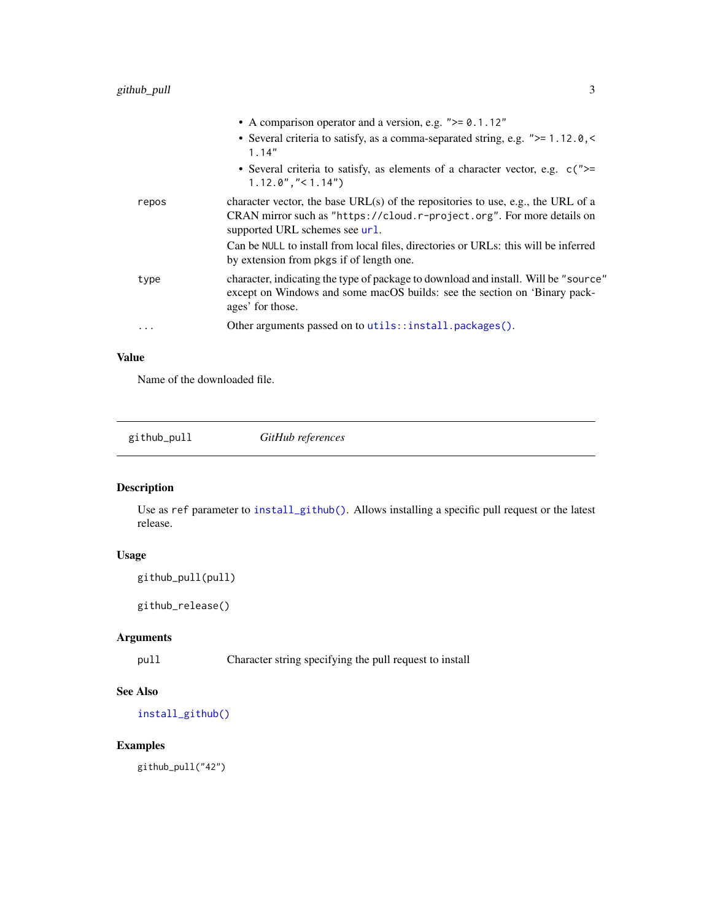- A comparison operator and a version, e.g. `">= 0.1.12"`
- Several criteria to satisfy, as a comma-separated string, e.g. `">= 1.12.0, < 1.14"`
- Several criteria to satisfy, as elements of a character vector, e.g. `c(">= 1.12.0", "< 1.14")`

| | |
|---|---|
| `repos` | character vector, the base URL(s) of the repositories to use, e.g., the URL of a CRAN mirror such as `"https://cloud.r-project.org"`. For more details on supported URL schemes see `url`.<br>Can be `NULL` to install from local files, directories or URLs: this will be inferred by extension from `pkgs` if of length one. |
| `type` | character, indicating the type of package to download and install. Will be `"source"` except on Windows and some macOS builds: see the section on 'Binary packages' for those. |
| `...` | Other arguments passed on to `utils::install.packages()`. |

### Value

Name of the downloaded file.

---

## `github_pull` *GitHub references*

### Description

Use as `ref` parameter to `install_github()`. Allows installing a specific pull request or the latest release.

### Usage

```
github_pull(pull)

github_release()
```

### Arguments

| | |
|---|---|
| `pull` | Character string specifying the pull request to install |

### See Also

`install_github()`

### Examples

```
github_pull("42")
```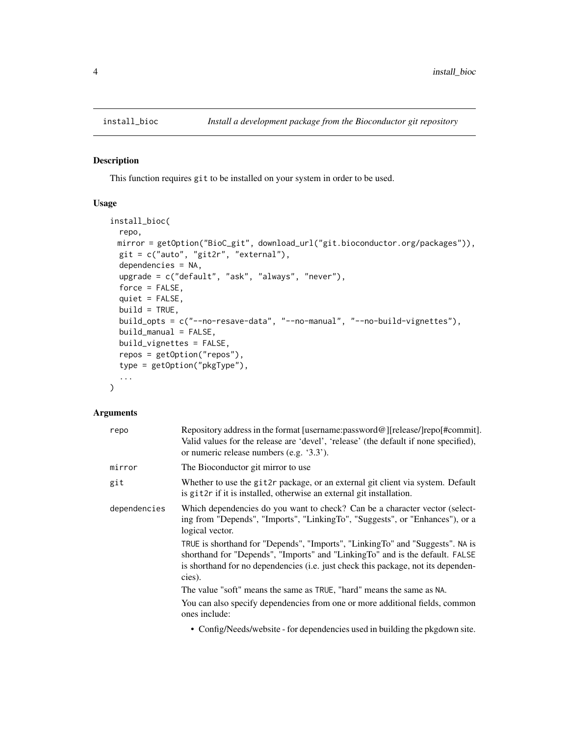## install_bioc — *Install a development package from the Bioconductor git repository*

### Description

This function requires `git` to be installed on your system in order to be used.

### Usage

```
install_bioc(
  repo,
  mirror = getOption("BioC_git", download_url("git.bioconductor.org/packages")),
  git = c("auto", "git2r", "external"),
  dependencies = NA,
  upgrade = c("default", "ask", "always", "never"),
  force = FALSE,
  quiet = FALSE,
  build = TRUE,
  build_opts = c("--no-resave-data", "--no-manual", "--no-build-vignettes"),
  build_manual = FALSE,
  build_vignettes = FALSE,
  repos = getOption("repos"),
  type = getOption("pkgType"),
  ...
)
```

### Arguments

`repo` — Repository address in the format [username:password@][release/]repo[#commit]. Valid values for the release are 'devel', 'release' (the default if none specified), or numeric release numbers (e.g. '3.3').

`mirror` — The Bioconductor git mirror to use

`git` — Whether to use the `git2r` package, or an external git client via system. Default is `git2r` if it is installed, otherwise an external git installation.

`dependencies` — Which dependencies do you want to check? Can be a character vector (selecting from "Depends", "Imports", "LinkingTo", "Suggests", or "Enhances"), or a logical vector.

`TRUE` is shorthand for "Depends", "Imports", "LinkingTo" and "Suggests". `NA` is shorthand for "Depends", "Imports" and "LinkingTo" and is the default. `FALSE` is shorthand for no dependencies (i.e. just check this package, not its dependencies).

The value "soft" means the same as `TRUE`, "hard" means the same as `NA`.

You can also specify dependencies from one or more additional fields, common ones include:

- Config/Needs/website - for dependencies used in building the pkgdown site.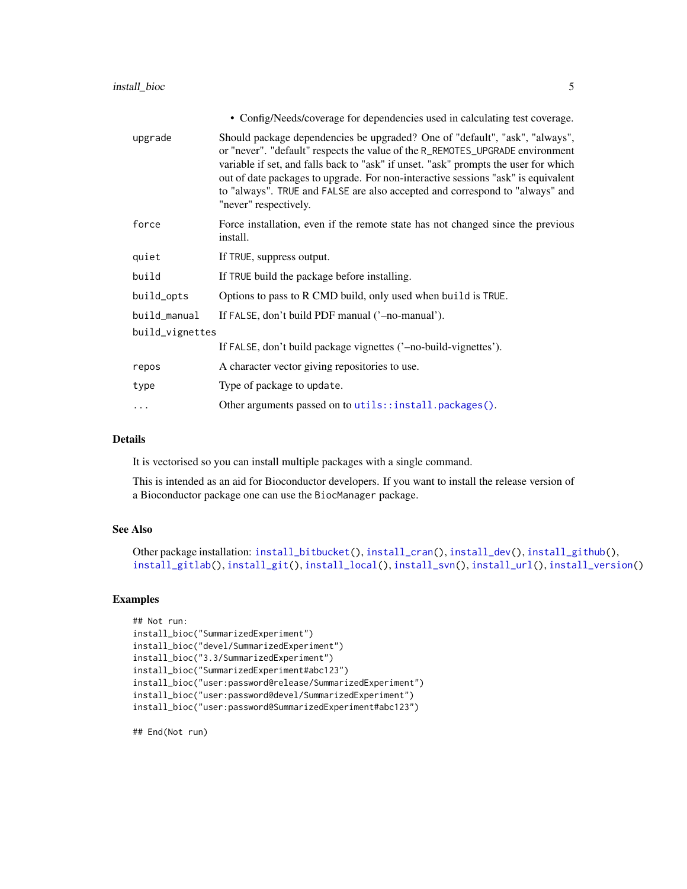- Config/Needs/coverage for dependencies used in calculating test coverage.

| | |
|---|---|
| upgrade | Should package dependencies be upgraded? One of "default", "ask", "always", or "never". "default" respects the value of the R_REMOTES_UPGRADE environment variable if set, and falls back to "ask" if unset. "ask" prompts the user for which out of date packages to upgrade. For non-interactive sessions "ask" is equivalent to "always". TRUE and FALSE are also accepted and correspond to "always" and "never" respectively. |
| force | Force installation, even if the remote state has not changed since the previous install. |
| quiet | If TRUE, suppress output. |
| build | If TRUE build the package before installing. |
| build_opts | Options to pass to R CMD build, only used when build is TRUE. |
| build_manual | If FALSE, don't build PDF manual ('–no-manual'). |
| build_vignettes | If FALSE, don't build package vignettes ('–no-build-vignettes'). |
| repos | A character vector giving repositories to use. |
| type | Type of package to update. |
| ... | Other arguments passed on to utils::install.packages(). |

## Details

It is vectorised so you can install multiple packages with a single command.

This is intended as an aid for Bioconductor developers. If you want to install the release version of a Bioconductor package one can use the BiocManager package.

## See Also

Other package installation: install_bitbucket(), install_cran(), install_dev(), install_github(), install_gitlab(), install_git(), install_local(), install_svn(), install_url(), install_version()

## Examples

```
## Not run:
install_bioc("SummarizedExperiment")
install_bioc("devel/SummarizedExperiment")
install_bioc("3.3/SummarizedExperiment")
install_bioc("SummarizedExperiment#abc123")
install_bioc("user:password@release/SummarizedExperiment")
install_bioc("user:password@devel/SummarizedExperiment")
install_bioc("user:password@SummarizedExperiment#abc123")

## End(Not run)
```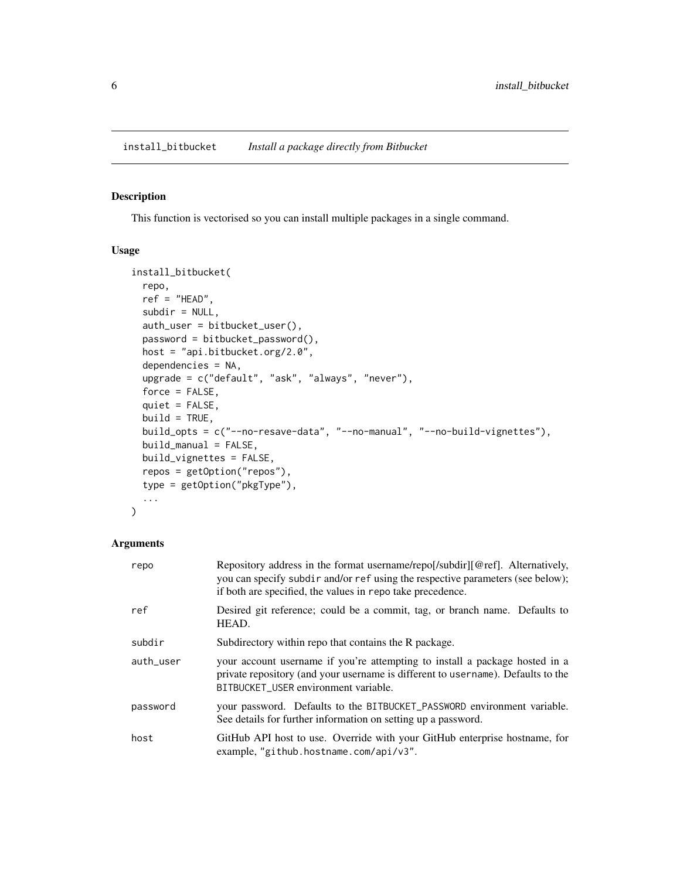# install_bitbucket *Install a package directly from Bitbucket*

## Description

This function is vectorised so you can install multiple packages in a single command.

## Usage

```
install_bitbucket(
  repo,
  ref = "HEAD",
  subdir = NULL,
  auth_user = bitbucket_user(),
  password = bitbucket_password(),
  host = "api.bitbucket.org/2.0",
  dependencies = NA,
  upgrade = c("default", "ask", "always", "never"),
  force = FALSE,
  quiet = FALSE,
  build = TRUE,
  build_opts = c("--no-resave-data", "--no-manual", "--no-build-vignettes"),
  build_manual = FALSE,
  build_vignettes = FALSE,
  repos = getOption("repos"),
  type = getOption("pkgType"),
  ...
)
```

## Arguments

| | |
|---|---|
| `repo` | Repository address in the format username/repo[/subdir][@ref]. Alternatively, you can specify `subdir` and/or `ref` using the respective parameters (see below); if both are specified, the values in `repo` take precedence. |
| `ref` | Desired git reference; could be a commit, tag, or branch name. Defaults to HEAD. |
| `subdir` | Subdirectory within repo that contains the R package. |
| `auth_user` | your account username if you're attempting to install a package hosted in a private repository (and your username is different to `username`). Defaults to the `BITBUCKET_USER` environment variable. |
| `password` | your password. Defaults to the `BITBUCKET_PASSWORD` environment variable. See details for further information on setting up a password. |
| `host` | GitHub API host to use. Override with your GitHub enterprise hostname, for example, `"github.hostname.com/api/v3"`. |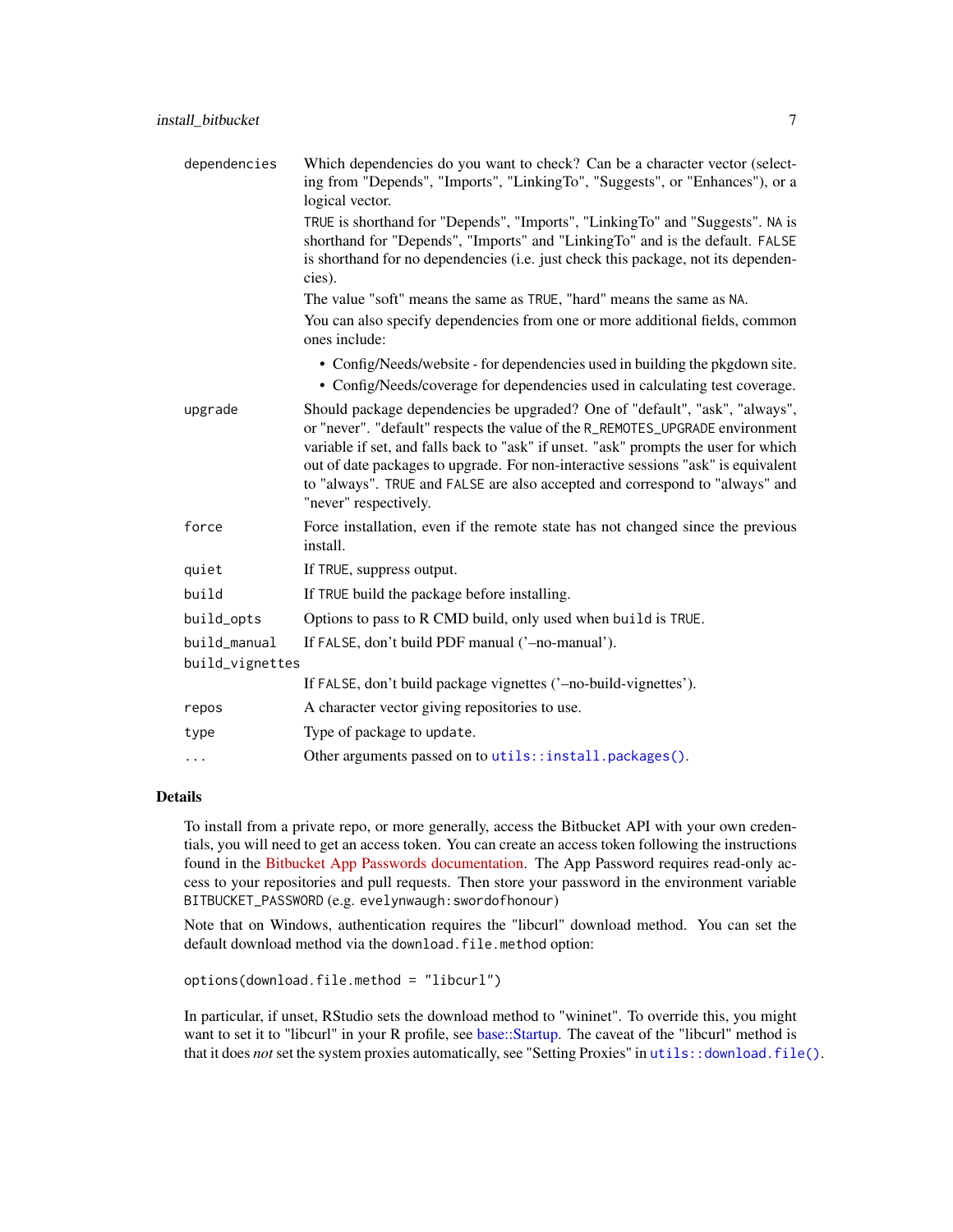| | |
|---|---|
| `dependencies` | Which dependencies do you want to check? Can be a character vector (selecting from "Depends", "Imports", "LinkingTo", "Suggests", or "Enhances"), or a logical vector.<br><br>`TRUE` is shorthand for "Depends", "Imports", "LinkingTo" and "Suggests". `NA` is shorthand for "Depends", "Imports" and "LinkingTo" and is the default. `FALSE` is shorthand for no dependencies (i.e. just check this package, not its dependencies).<br><br>The value "soft" means the same as `TRUE`, "hard" means the same as `NA`.<br><br>You can also specify dependencies from one or more additional fields, common ones include:<br>• Config/Needs/website - for dependencies used in building the pkgdown site.<br>• Config/Needs/coverage for dependencies used in calculating test coverage. |
| `upgrade` | Should package dependencies be upgraded? One of "default", "ask", "always", or "never". "default" respects the value of the `R_REMOTES_UPGRADE` environment variable if set, and falls back to "ask" if unset. "ask" prompts the user for which out of date packages to upgrade. For non-interactive sessions "ask" is equivalent to "always". `TRUE` and `FALSE` are also accepted and correspond to "always" and "never" respectively. |
| `force` | Force installation, even if the remote state has not changed since the previous install. |
| `quiet` | If `TRUE`, suppress output. |
| `build` | If `TRUE` build the package before installing. |
| `build_opts` | Options to pass to R CMD build, only used when `build` is `TRUE`. |
| `build_manual` | If `FALSE`, don't build PDF manual ('–no-manual'). |
| `build_vignettes` | If `FALSE`, don't build package vignettes ('–no-build-vignettes'). |
| `repos` | A character vector giving repositories to use. |
| `type` | Type of package to `update`. |
| `...` | Other arguments passed on to `utils::install.packages()`. |

## Details

To install from a private repo, or more generally, access the Bitbucket API with your own credentials, you will need to get an access token. You can create an access token following the instructions found in the Bitbucket App Passwords documentation. The App Password requires read-only access to your repositories and pull requests. Then store your password in the environment variable `BITBUCKET_PASSWORD` (e.g. `evelynwaugh:swordofhonour`)

Note that on Windows, authentication requires the "libcurl" download method. You can set the default download method via the `download.file.method` option:

```
options(download.file.method = "libcurl")
```

In particular, if unset, RStudio sets the download method to "wininet". To override this, you might want to set it to "libcurl" in your R profile, see base::Startup. The caveat of the "libcurl" method is that it does *not* set the system proxies automatically, see "Setting Proxies" in `utils::download.file()`.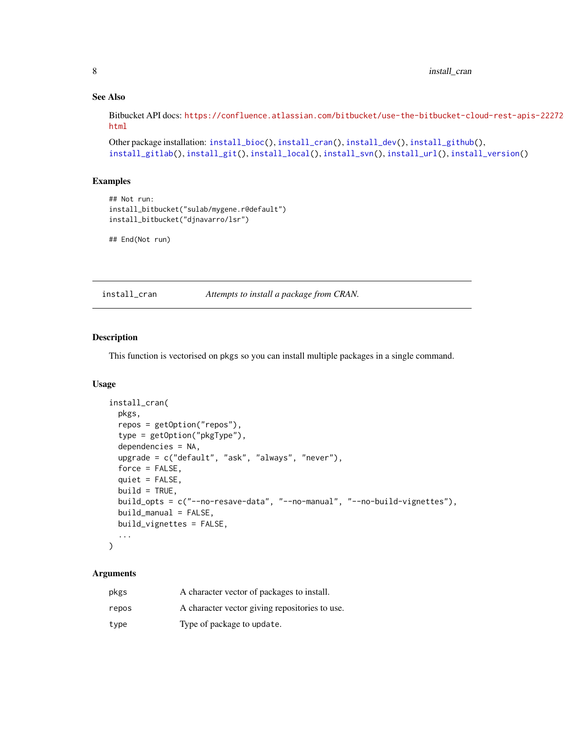### See Also

Bitbucket API docs: https://confluence.atlassian.com/bitbucket/use-the-bitbucket-cloud-rest-apis-22272 html

Other package installation: install_bioc(), install_cran(), install_dev(), install_github(), install_gitlab(), install_git(), install_local(), install_svn(), install_url(), install_version()

### Examples

```
## Not run:
install_bitbucket("sulab/mygene.r@default")
install_bitbucket("djnavarro/lsr")

## End(Not run)
```

---

## install_cran — *Attempts to install a package from CRAN.*

---

### Description

This function is vectorised on pkgs so you can install multiple packages in a single command.

### Usage

```
install_cran(
  pkgs,
  repos = getOption("repos"),
  type = getOption("pkgType"),
  dependencies = NA,
  upgrade = c("default", "ask", "always", "never"),
  force = FALSE,
  quiet = FALSE,
  build = TRUE,
  build_opts = c("--no-resave-data", "--no-manual", "--no-build-vignettes"),
  build_manual = FALSE,
  build_vignettes = FALSE,
  ...
)
```

### Arguments

| | |
|---|---|
| pkgs | A character vector of packages to install. |
| repos | A character vector giving repositories to use. |
| type | Type of package to update. |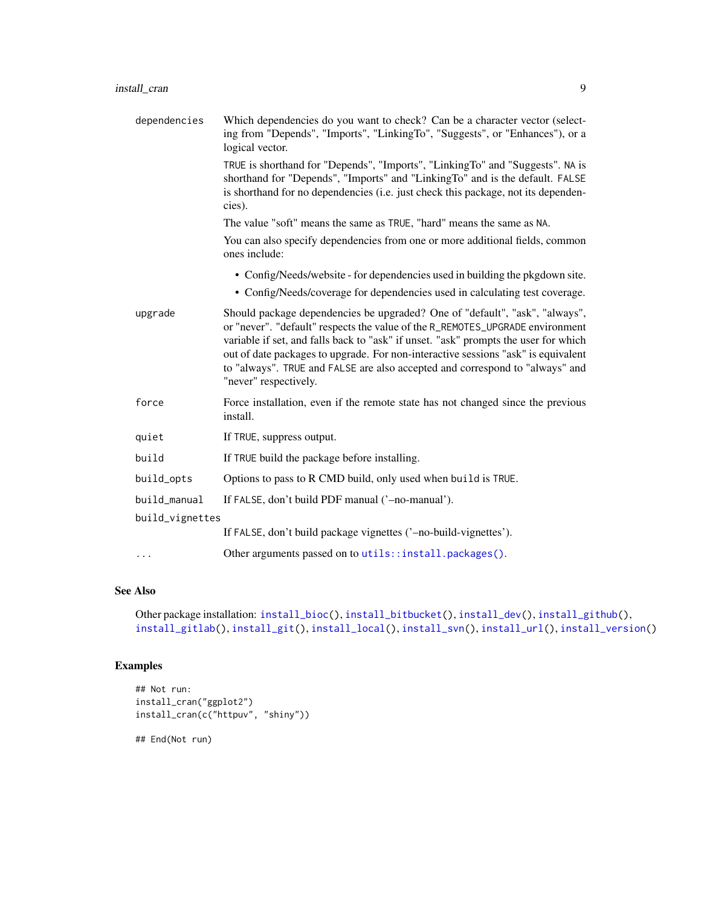| | |
|---|---|
| dependencies | Which dependencies do you want to check? Can be a character vector (selecting from "Depends", "Imports", "LinkingTo", "Suggests", or "Enhances"), or a logical vector.<br><br>TRUE is shorthand for "Depends", "Imports", "LinkingTo" and "Suggests". NA is shorthand for "Depends", "Imports" and "LinkingTo" and is the default. FALSE is shorthand for no dependencies (i.e. just check this package, not its dependencies).<br><br>The value "soft" means the same as TRUE, "hard" means the same as NA.<br><br>You can also specify dependencies from one or more additional fields, common ones include:<br><br>• Config/Needs/website - for dependencies used in building the pkgdown site.<br>• Config/Needs/coverage for dependencies used in calculating test coverage. |
| upgrade | Should package dependencies be upgraded? One of "default", "ask", "always", or "never". "default" respects the value of the R_REMOTES_UPGRADE environment variable if set, and falls back to "ask" if unset. "ask" prompts the user for which out of date packages to upgrade. For non-interactive sessions "ask" is equivalent to "always". TRUE and FALSE are also accepted and correspond to "always" and "never" respectively. |
| force | Force installation, even if the remote state has not changed since the previous install. |
| quiet | If TRUE, suppress output. |
| build | If TRUE build the package before installing. |
| build_opts | Options to pass to R CMD build, only used when build is TRUE. |
| build_manual | If FALSE, don't build PDF manual ('–no-manual'). |
| build_vignettes | If FALSE, don't build package vignettes ('–no-build-vignettes'). |
| ... | Other arguments passed on to utils::install.packages(). |

## See Also

Other package installation: install_bioc(), install_bitbucket(), install_dev(), install_github(), install_gitlab(), install_git(), install_local(), install_svn(), install_url(), install_version()

## Examples

```
## Not run:
install_cran("ggplot2")
install_cran(c("httpuv", "shiny"))

## End(Not run)
```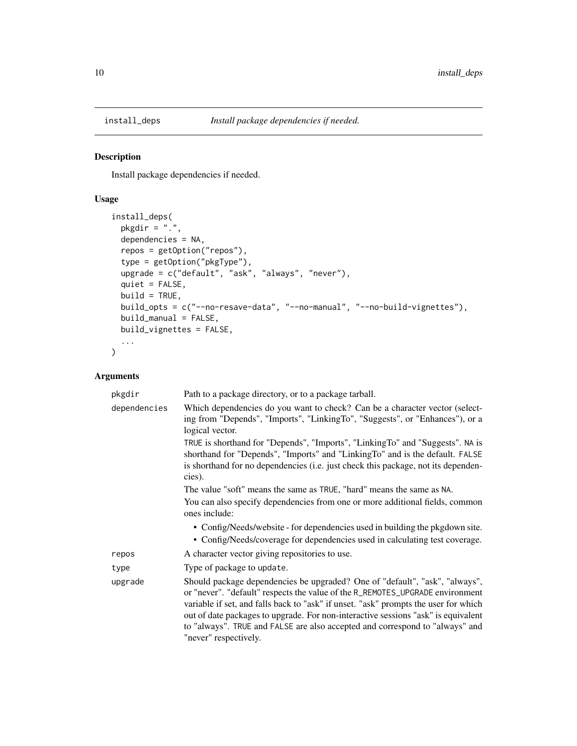## install_deps — *Install package dependencies if needed.*

### Description

Install package dependencies if needed.

### Usage

```
install_deps(
  pkgdir = ".",
  dependencies = NA,
  repos = getOption("repos"),
  type = getOption("pkgType"),
  upgrade = c("default", "ask", "always", "never"),
  quiet = FALSE,
  build = TRUE,
  build_opts = c("--no-resave-data", "--no-manual", "--no-build-vignettes"),
  build_manual = FALSE,
  build_vignettes = FALSE,
  ...
)
```

### Arguments

| Argument | Description |
|---|---|
| `pkgdir` | Path to a package directory, or to a package tarball. |
| `dependencies` | Which dependencies do you want to check? Can be a character vector (selecting from "Depends", "Imports", "LinkingTo", "Suggests", or "Enhances"), or a logical vector.<br><br>`TRUE` is shorthand for "Depends", "Imports", "LinkingTo" and "Suggests". `NA` is shorthand for "Depends", "Imports" and "LinkingTo" and is the default. `FALSE` is shorthand for no dependencies (i.e. just check this package, not its dependencies).<br><br>The value "soft" means the same as `TRUE`, "hard" means the same as `NA`.<br><br>You can also specify dependencies from one or more additional fields, common ones include:<br>• Config/Needs/website - for dependencies used in building the pkgdown site.<br>• Config/Needs/coverage for dependencies used in calculating test coverage. |
| `repos` | A character vector giving repositories to use. |
| `type` | Type of package to `update`. |
| `upgrade` | Should package dependencies be upgraded? One of "default", "ask", "always", or "never". "default" respects the value of the `R_REMOTES_UPGRADE` environment variable if set, and falls back to "ask" if unset. "ask" prompts the user for which out of date packages to upgrade. For non-interactive sessions "ask" is equivalent to "always". `TRUE` and `FALSE` are also accepted and correspond to "always" and "never" respectively. |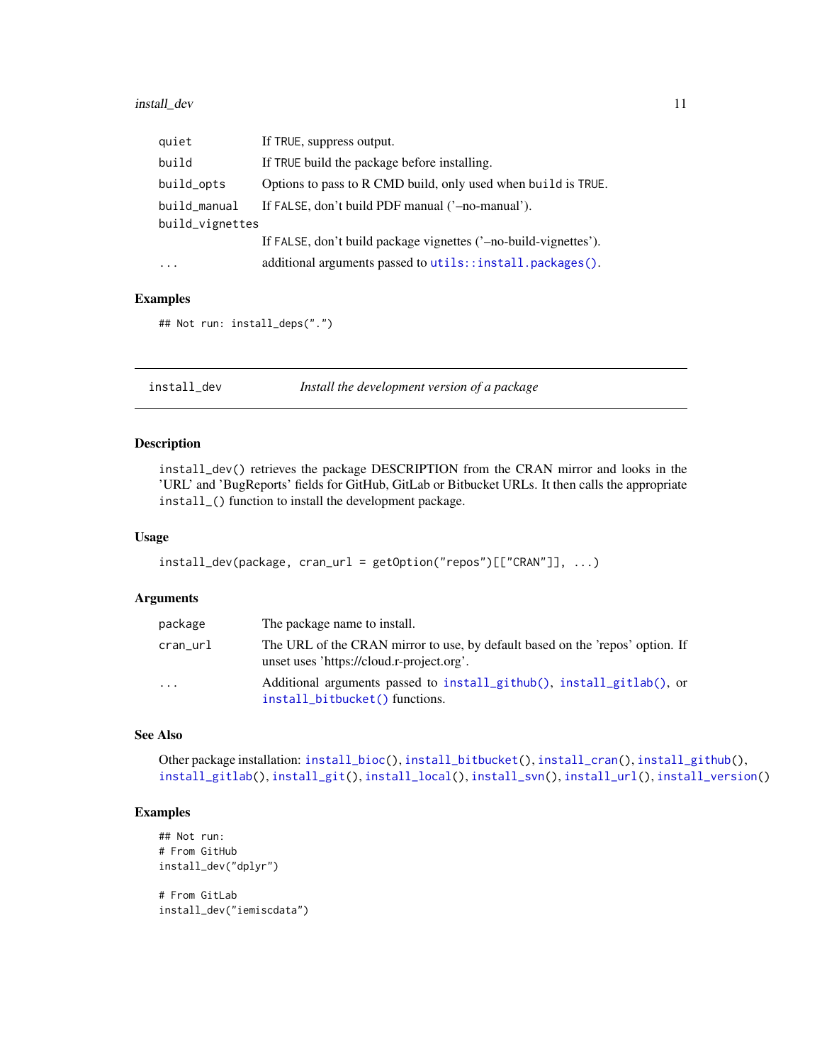| | |
|---|---|
| quiet | If TRUE, suppress output. |
| build | If TRUE build the package before installing. |
| build_opts | Options to pass to R CMD build, only used when build is TRUE. |
| build_manual | If FALSE, don't build PDF manual ('–no-manual'). |
| build_vignettes | If FALSE, don't build package vignettes ('–no-build-vignettes'). |
| ... | additional arguments passed to utils::install.packages(). |

### Examples

```
## Not run: install_deps(".")
```

## install_dev — *Install the development version of a package*

### Description

install_dev() retrieves the package DESCRIPTION from the CRAN mirror and looks in the 'URL' and 'BugReports' fields for GitHub, GitLab or Bitbucket URLs. It then calls the appropriate install_() function to install the development package.

### Usage

```
install_dev(package, cran_url = getOption("repos")[["CRAN"]], ...)
```

### Arguments

| | |
|---|---|
| package | The package name to install. |
| cran_url | The URL of the CRAN mirror to use, by default based on the 'repos' option. If unset uses 'https://cloud.r-project.org'. |
| ... | Additional arguments passed to install_github(), install_gitlab(), or install_bitbucket() functions. |

### See Also

Other package installation: install_bioc(), install_bitbucket(), install_cran(), install_github(), install_gitlab(), install_git(), install_local(), install_svn(), install_url(), install_version()

### Examples

```
## Not run:
# From GitHub
install_dev("dplyr")

# From GitLab
install_dev("iemiscdata")
```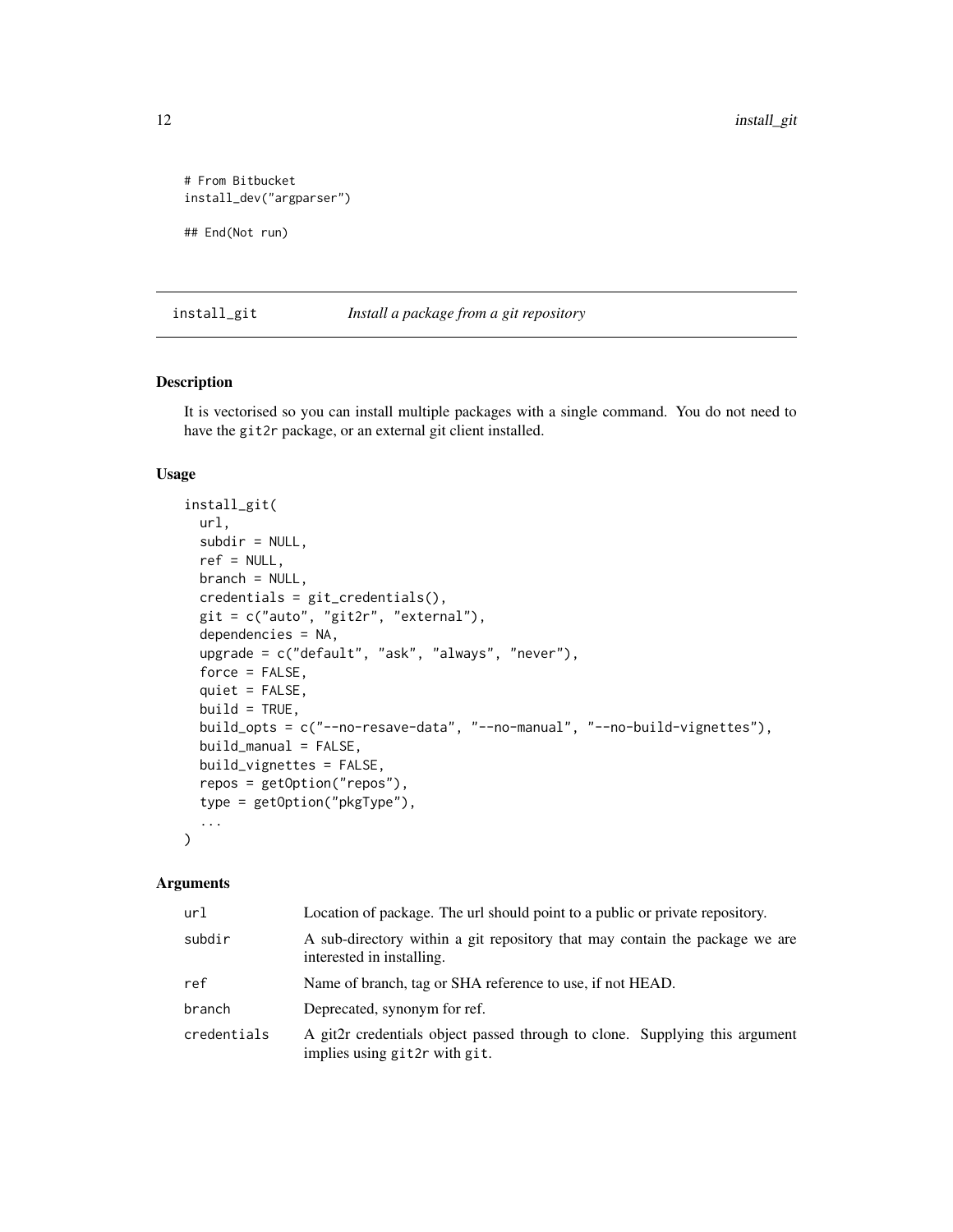```
# From Bitbucket
install_dev("argparser")

## End(Not run)
```

## install_git — *Install a package from a git repository*

### Description

It is vectorised so you can install multiple packages with a single command. You do not need to have the `git2r` package, or an external git client installed.

### Usage

```
install_git(
  url,
  subdir = NULL,
  ref = NULL,
  branch = NULL,
  credentials = git_credentials(),
  git = c("auto", "git2r", "external"),
  dependencies = NA,
  upgrade = c("default", "ask", "always", "never"),
  force = FALSE,
  quiet = FALSE,
  build = TRUE,
  build_opts = c("--no-resave-data", "--no-manual", "--no-build-vignettes"),
  build_manual = FALSE,
  build_vignettes = FALSE,
  repos = getOption("repos"),
  type = getOption("pkgType"),
  ...
)
```

### Arguments

| | |
|---|---|
| `url` | Location of package. The url should point to a public or private repository. |
| `subdir` | A sub-directory within a git repository that may contain the package we are interested in installing. |
| `ref` | Name of branch, tag or SHA reference to use, if not HEAD. |
| `branch` | Deprecated, synonym for ref. |
| `credentials` | A git2r credentials object passed through to clone. Supplying this argument implies using `git2r` with `git`. |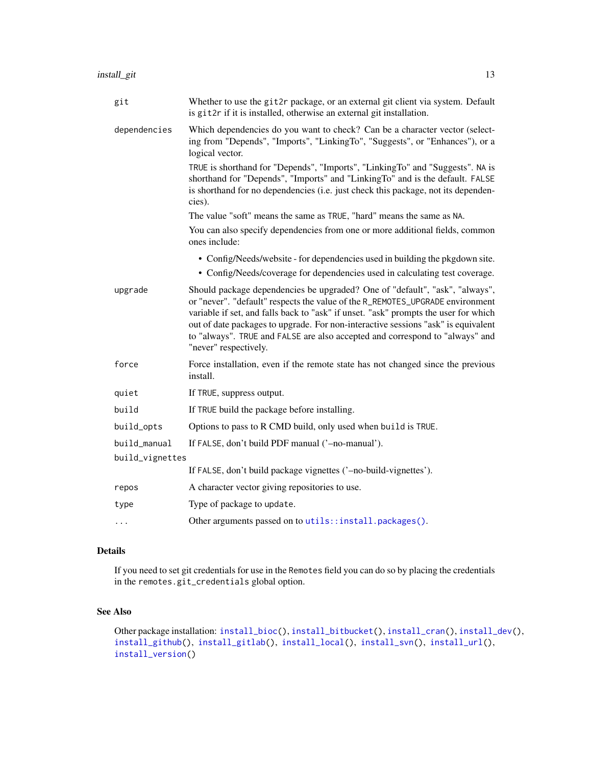| | |
|---|---|
| `git` | Whether to use the `git2r` package, or an external git client via system. Default is `git2r` if it is installed, otherwise an external git installation. |
| `dependencies` | Which dependencies do you want to check? Can be a character vector (selecting from "Depends", "Imports", "LinkingTo", "Suggests", or "Enhances"), or a logical vector.<br><br>`TRUE` is shorthand for "Depends", "Imports", "LinkingTo" and "Suggests". `NA` is shorthand for "Depends", "Imports" and "LinkingTo" and is the default. `FALSE` is shorthand for no dependencies (i.e. just check this package, not its dependencies).<br><br>The value "soft" means the same as `TRUE`, "hard" means the same as `NA`.<br><br>You can also specify dependencies from one or more additional fields, common ones include:<br>• Config/Needs/website - for dependencies used in building the pkgdown site.<br>• Config/Needs/coverage for dependencies used in calculating test coverage. |
| `upgrade` | Should package dependencies be upgraded? One of "default", "ask", "always", or "never". "default" respects the value of the `R_REMOTES_UPGRADE` environment variable if set, and falls back to "ask" if unset. "ask" prompts the user for which out of date packages to upgrade. For non-interactive sessions "ask" is equivalent to "always". `TRUE` and `FALSE` are also accepted and correspond to "always" and "never" respectively. |
| `force` | Force installation, even if the remote state has not changed since the previous install. |
| `quiet` | If `TRUE`, suppress output. |
| `build` | If `TRUE` build the package before installing. |
| `build_opts` | Options to pass to R CMD build, only used when `build` is `TRUE`. |
| `build_manual` | If `FALSE`, don't build PDF manual ('–no-manual'). |
| `build_vignettes` | If `FALSE`, don't build package vignettes ('–no-build-vignettes'). |
| `repos` | A character vector giving repositories to use. |
| `type` | Type of package to `update`. |
| `...` | Other arguments passed on to `utils::install.packages()`. |

## Details

If you need to set git credentials for use in the `Remotes` field you can do so by placing the credentials in the `remotes.git_credentials` global option.

## See Also

Other package installation: `install_bioc()`, `install_bitbucket()`, `install_cran()`, `install_dev()`, `install_github()`, `install_gitlab()`, `install_local()`, `install_svn()`, `install_url()`, `install_version()`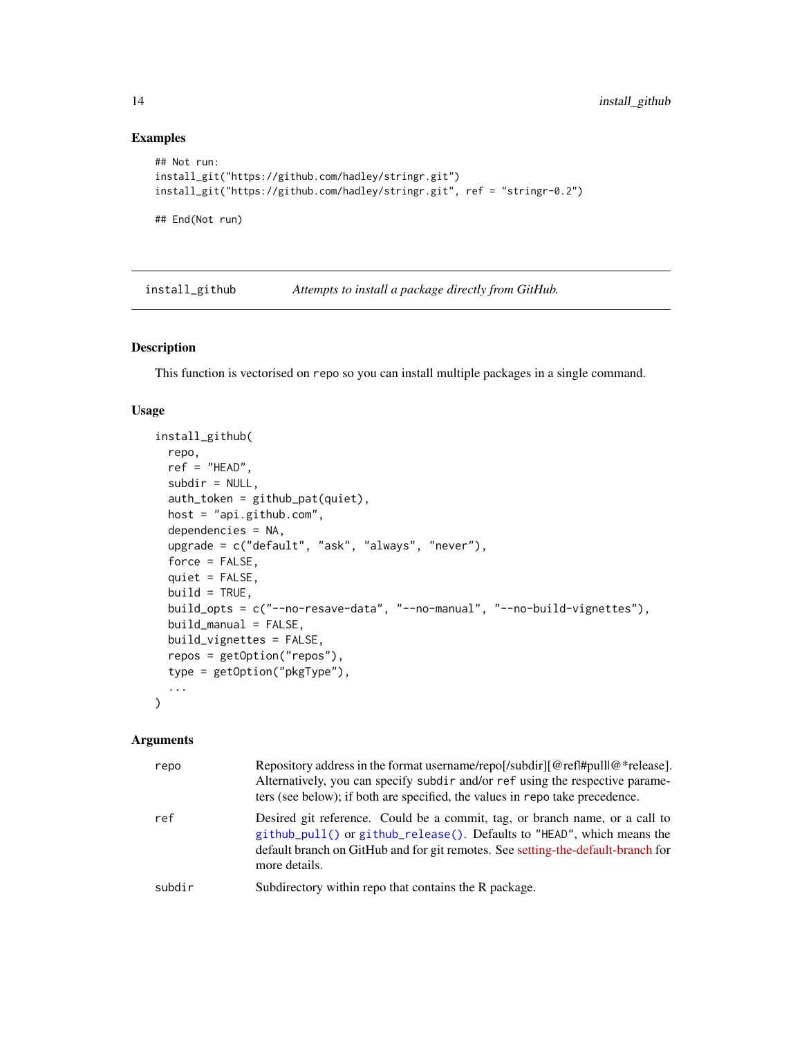### Examples

```
## Not run:
install_git("https://github.com/hadley/stringr.git")
install_git("https://github.com/hadley/stringr.git", ref = "stringr-0.2")

## End(Not run)
```

---

## install_github — *Attempts to install a package directly from GitHub.*

---

### Description

This function is vectorised on `repo` so you can install multiple packages in a single command.

### Usage

```
install_github(
  repo,
  ref = "HEAD",
  subdir = NULL,
  auth_token = github_pat(quiet),
  host = "api.github.com",
  dependencies = NA,
  upgrade = c("default", "ask", "always", "never"),
  force = FALSE,
  quiet = FALSE,
  build = TRUE,
  build_opts = c("--no-resave-data", "--no-manual", "--no-build-vignettes"),
  build_manual = FALSE,
  build_vignettes = FALSE,
  repos = getOption("repos"),
  type = getOption("pkgType"),
  ...
)
```

### Arguments

| | |
|---|---|
| `repo` | Repository address in the format username/repo[/subdir][@ref\|#pull\|@*release]. Alternatively, you can specify `subdir` and/or `ref` using the respective parameters (see below); if both are specified, the values in `repo` take precedence. |
| `ref` | Desired git reference. Could be a commit, tag, or branch name, or a call to `github_pull()` or `github_release()`. Defaults to `"HEAD"`, which means the default branch on GitHub and for git remotes. See setting-the-default-branch for more details. |
| `subdir` | Subdirectory within repo that contains the R package. |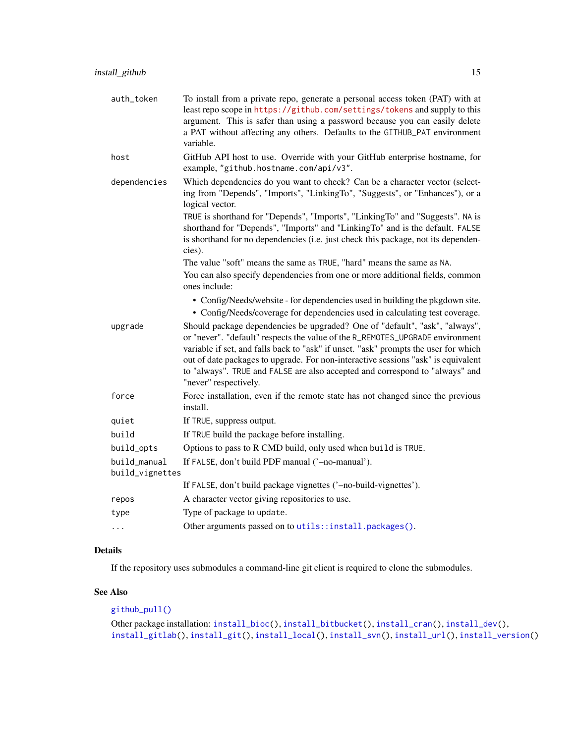| | |
|---|---|
| `auth_token` | To install from a private repo, generate a personal access token (PAT) with at least repo scope in https://github.com/settings/tokens and supply to this argument. This is safer than using a password because you can easily delete a PAT without affecting any others. Defaults to the `GITHUB_PAT` environment variable. |
| `host` | GitHub API host to use. Override with your GitHub enterprise hostname, for example, `"github.hostname.com/api/v3"`. |
| `dependencies` | Which dependencies do you want to check? Can be a character vector (selecting from "Depends", "Imports", "LinkingTo", "Suggests", or "Enhances"), or a logical vector.<br>`TRUE` is shorthand for "Depends", "Imports", "LinkingTo" and "Suggests". `NA` is shorthand for "Depends", "Imports" and "LinkingTo" and is the default. `FALSE` is shorthand for no dependencies (i.e. just check this package, not its dependencies).<br>The value "soft" means the same as `TRUE`, "hard" means the same as `NA`.<br>You can also specify dependencies from one or more additional fields, common ones include:<br>• Config/Needs/website - for dependencies used in building the pkgdown site.<br>• Config/Needs/coverage for dependencies used in calculating test coverage. |
| `upgrade` | Should package dependencies be upgraded? One of "default", "ask", "always", or "never". "default" respects the value of the `R_REMOTES_UPGRADE` environment variable if set, and falls back to "ask" if unset. "ask" prompts the user for which out of date packages to upgrade. For non-interactive sessions "ask" is equivalent to "always". `TRUE` and `FALSE` are also accepted and correspond to "always" and "never" respectively. |
| `force` | Force installation, even if the remote state has not changed since the previous install. |
| `quiet` | If `TRUE`, suppress output. |
| `build` | If `TRUE` build the package before installing. |
| `build_opts` | Options to pass to R CMD build, only used when `build` is `TRUE`. |
| `build_manual` | If `FALSE`, don't build PDF manual ('–no-manual'). |
| `build_vignettes` | If `FALSE`, don't build package vignettes ('–no-build-vignettes'). |
| `repos` | A character vector giving repositories to use. |
| `type` | Type of package to `update`. |
| `...` | Other arguments passed on to `utils::install.packages()`. |

## Details

If the repository uses submodules a command-line git client is required to clone the submodules.

## See Also

`github_pull()`

Other package installation: `install_bioc()`, `install_bitbucket()`, `install_cran()`, `install_dev()`, `install_gitlab()`, `install_git()`, `install_local()`, `install_svn()`, `install_url()`, `install_version()`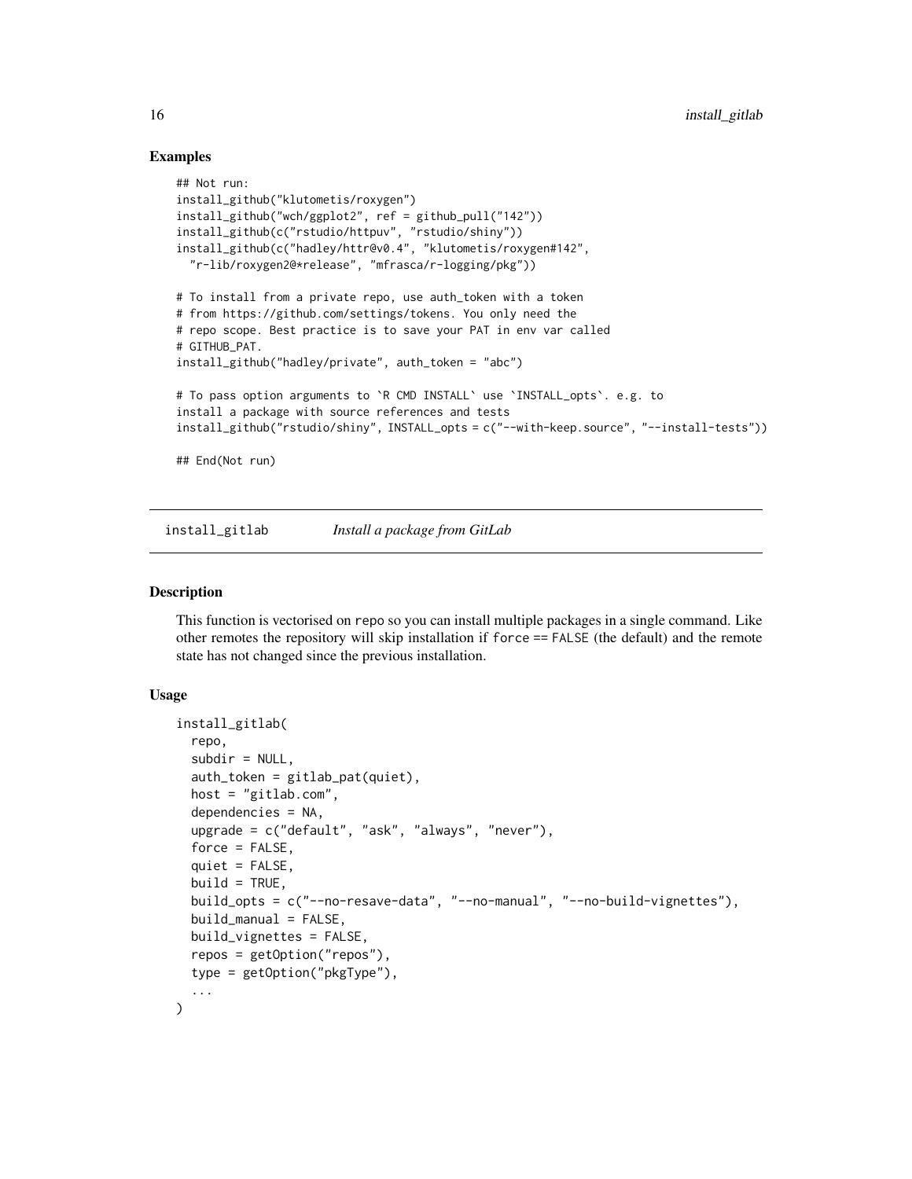### Examples

```
## Not run:
install_github("klutometis/roxygen")
install_github("wch/ggplot2", ref = github_pull("142"))
install_github(c("rstudio/httpuv", "rstudio/shiny"))
install_github(c("hadley/httr@v0.4", "klutometis/roxygen#142",
  "r-lib/roxygen2@*release", "mfrasca/r-logging/pkg"))

# To install from a private repo, use auth_token with a token
# from https://github.com/settings/tokens. You only need the
# repo scope. Best practice is to save your PAT in env var called
# GITHUB_PAT.
install_github("hadley/private", auth_token = "abc")

# To pass option arguments to `R CMD INSTALL` use `INSTALL_opts`. e.g. to
install a package with source references and tests
install_github("rstudio/shiny", INSTALL_opts = c("--with-keep.source", "--install-tests"))

## End(Not run)
```

---

## install_gitlab    *Install a package from GitLab*

### Description

This function is vectorised on repo so you can install multiple packages in a single command. Like other remotes the repository will skip installation if force == FALSE (the default) and the remote state has not changed since the previous installation.

### Usage

```
install_gitlab(
  repo,
  subdir = NULL,
  auth_token = gitlab_pat(quiet),
  host = "gitlab.com",
  dependencies = NA,
  upgrade = c("default", "ask", "always", "never"),
  force = FALSE,
  quiet = FALSE,
  build = TRUE,
  build_opts = c("--no-resave-data", "--no-manual", "--no-build-vignettes"),
  build_manual = FALSE,
  build_vignettes = FALSE,
  repos = getOption("repos"),
  type = getOption("pkgType"),
  ...
)
```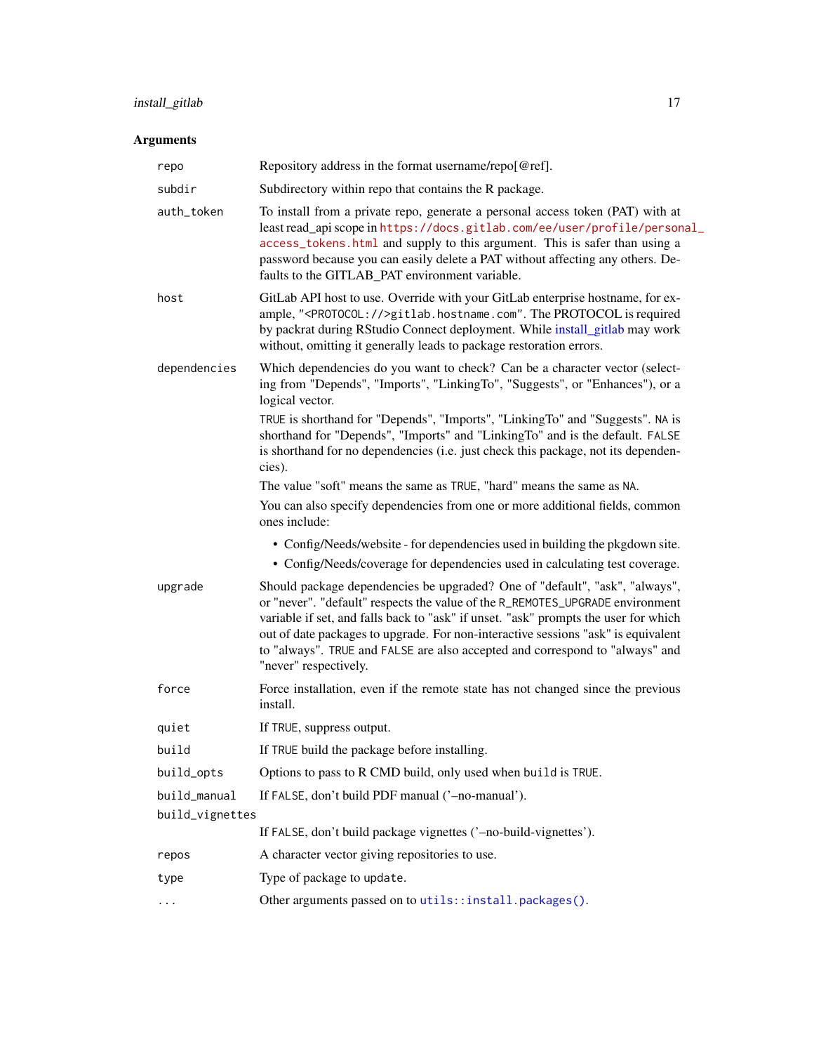## Arguments

| | |
|---|---|
| `repo` | Repository address in the format username/repo[@ref]. |
| `subdir` | Subdirectory within repo that contains the R package. |
| `auth_token` | To install from a private repo, generate a personal access token (PAT) with at least read_api scope in https://docs.gitlab.com/ee/user/profile/personal_access_tokens.html and supply to this argument. This is safer than using a password because you can easily delete a PAT without affecting any others. Defaults to the GITLAB_PAT environment variable. |
| `host` | GitLab API host to use. Override with your GitLab enterprise hostname, for example, `"<PROTOCOL://>gitlab.hostname.com"`. The PROTOCOL is required by packrat during RStudio Connect deployment. While install_gitlab may work without, omitting it generally leads to package restoration errors. |
| `dependencies` | Which dependencies do you want to check? Can be a character vector (selecting from "Depends", "Imports", "LinkingTo", "Suggests", or "Enhances"), or a logical vector. <br><br> `TRUE` is shorthand for "Depends", "Imports", "LinkingTo" and "Suggests". `NA` is shorthand for "Depends", "Imports" and "LinkingTo" and is the default. `FALSE` is shorthand for no dependencies (i.e. just check this package, not its dependencies). <br><br> The value "soft" means the same as `TRUE`, "hard" means the same as `NA`. <br><br> You can also specify dependencies from one or more additional fields, common ones include: <br> • Config/Needs/website - for dependencies used in building the pkgdown site. <br> • Config/Needs/coverage for dependencies used in calculating test coverage. |
| `upgrade` | Should package dependencies be upgraded? One of "default", "ask", "always", or "never". "default" respects the value of the `R_REMOTES_UPGRADE` environment variable if set, and falls back to "ask" if unset. "ask" prompts the user for which out of date packages to upgrade. For non-interactive sessions "ask" is equivalent to "always". `TRUE` and `FALSE` are also accepted and correspond to "always" and "never" respectively. |
| `force` | Force installation, even if the remote state has not changed since the previous install. |
| `quiet` | If `TRUE`, suppress output. |
| `build` | If `TRUE` build the package before installing. |
| `build_opts` | Options to pass to R CMD build, only used when `build` is `TRUE`. |
| `build_manual` | If `FALSE`, don't build PDF manual ('–no-manual'). |
| `build_vignettes` | If `FALSE`, don't build package vignettes ('–no-build-vignettes'). |
| `repos` | A character vector giving repositories to use. |
| `type` | Type of package to `update`. |
| `...` | Other arguments passed on to `utils::install.packages()`. |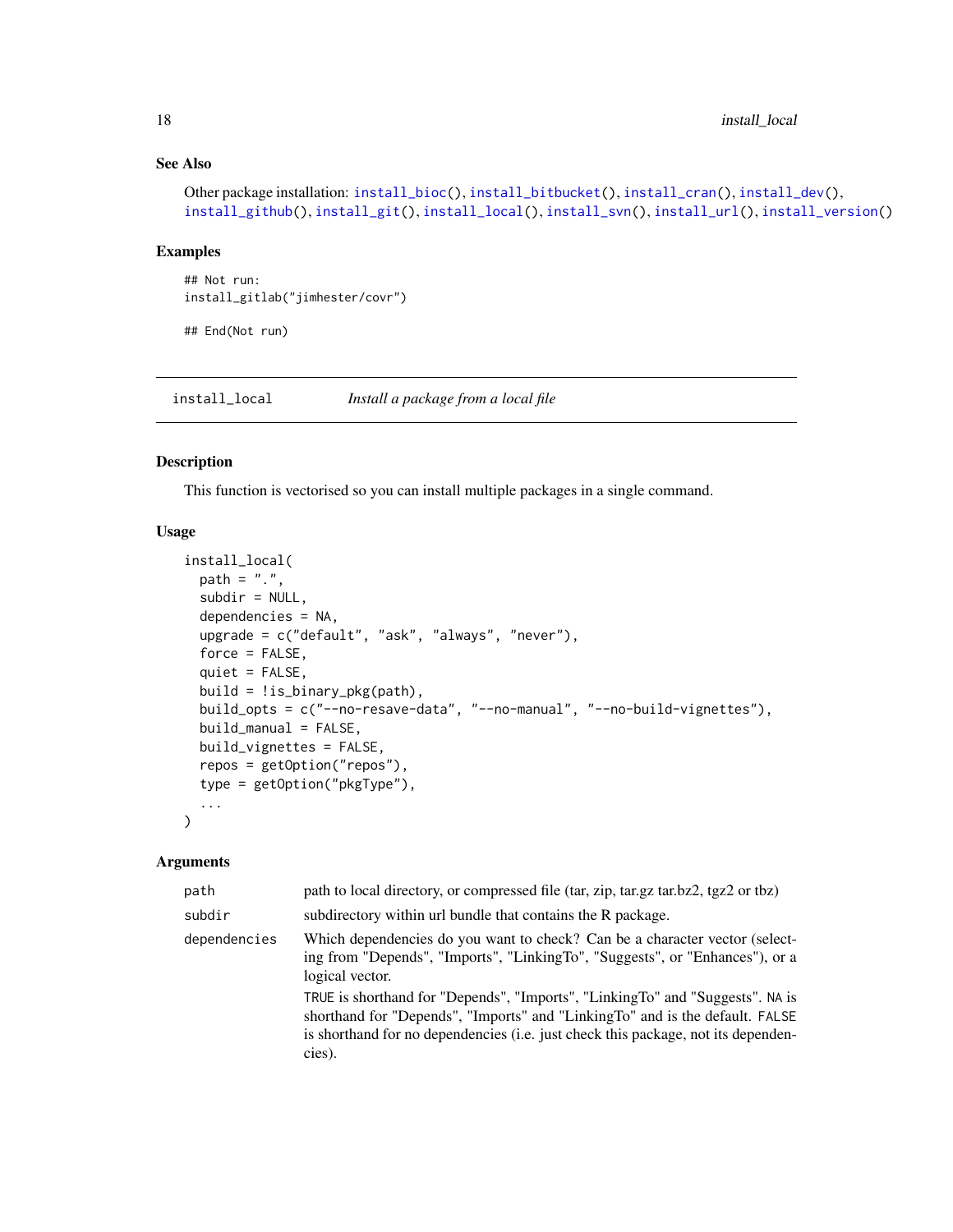### See Also

Other package installation: install_bioc(), install_bitbucket(), install_cran(), install_dev(), install_github(), install_git(), install_local(), install_svn(), install_url(), install_version()

### Examples

```
## Not run:
install_gitlab("jimhester/covr")

## End(Not run)
```

---

## install_local — *Install a package from a local file*

### Description

This function is vectorised so you can install multiple packages in a single command.

### Usage

```
install_local(
  path = ".",
  subdir = NULL,
  dependencies = NA,
  upgrade = c("default", "ask", "always", "never"),
  force = FALSE,
  quiet = FALSE,
  build = !is_binary_pkg(path),
  build_opts = c("--no-resave-data", "--no-manual", "--no-build-vignettes"),
  build_manual = FALSE,
  build_vignettes = FALSE,
  repos = getOption("repos"),
  type = getOption("pkgType"),
  ...
)
```

### Arguments

| | |
|---|---|
| path | path to local directory, or compressed file (tar, zip, tar.gz tar.bz2, tgz2 or tbz) |
| subdir | subdirectory within url bundle that contains the R package. |
| dependencies | Which dependencies do you want to check? Can be a character vector (selecting from "Depends", "Imports", "LinkingTo", "Suggests", or "Enhances"), or a logical vector.<br><br>TRUE is shorthand for "Depends", "Imports", "LinkingTo" and "Suggests". NA is shorthand for "Depends", "Imports" and "LinkingTo" and is the default. FALSE is shorthand for no dependencies (i.e. just check this package, not its dependencies). |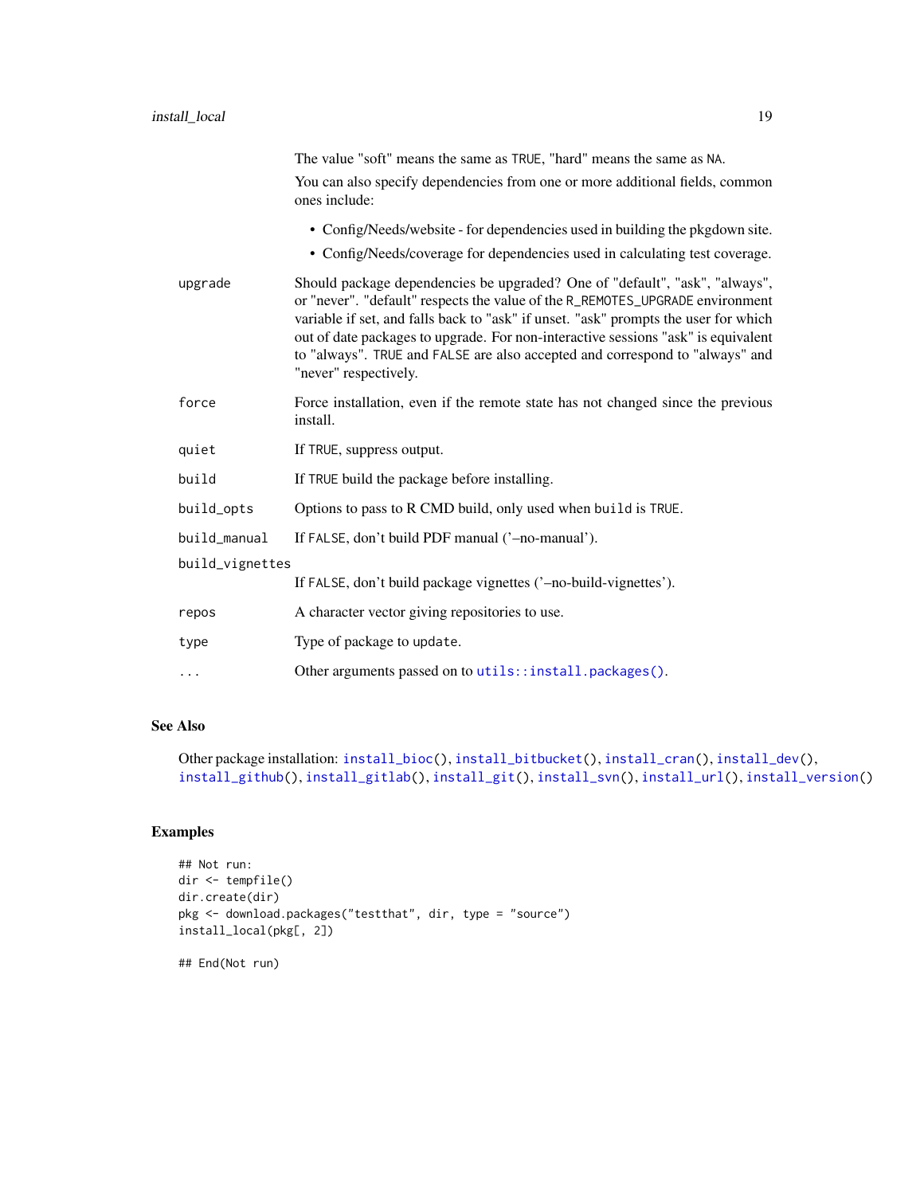| | |
|---|---|
| | The value "soft" means the same as `TRUE`, "hard" means the same as `NA`. You can also specify dependencies from one or more additional fields, common ones include: <br>• Config/Needs/website - for dependencies used in building the pkgdown site. <br>• Config/Needs/coverage for dependencies used in calculating test coverage. |
| `upgrade` | Should package dependencies be upgraded? One of "default", "ask", "always", or "never". "default" respects the value of the `R_REMOTES_UPGRADE` environment variable if set, and falls back to "ask" if unset. "ask" prompts the user for which out of date packages to upgrade. For non-interactive sessions "ask" is equivalent to "always". `TRUE` and `FALSE` are also accepted and correspond to "always" and "never" respectively. |
| `force` | Force installation, even if the remote state has not changed since the previous install. |
| `quiet` | If `TRUE`, suppress output. |
| `build` | If `TRUE` build the package before installing. |
| `build_opts` | Options to pass to R CMD build, only used when `build` is `TRUE`. |
| `build_manual` | If `FALSE`, don't build PDF manual ('–no-manual'). |
| `build_vignettes` | If `FALSE`, don't build package vignettes ('–no-build-vignettes'). |
| `repos` | A character vector giving repositories to use. |
| `type` | Type of package to `update`. |
| `...` | Other arguments passed on to `utils::install.packages()`. |

## See Also

Other package installation: `install_bioc()`, `install_bitbucket()`, `install_cran()`, `install_dev()`, `install_github()`, `install_gitlab()`, `install_git()`, `install_svn()`, `install_url()`, `install_version()`

## Examples

```
## Not run:
dir <- tempfile()
dir.create(dir)
pkg <- download.packages("testthat", dir, type = "source")
install_local(pkg[, 2])

## End(Not run)
```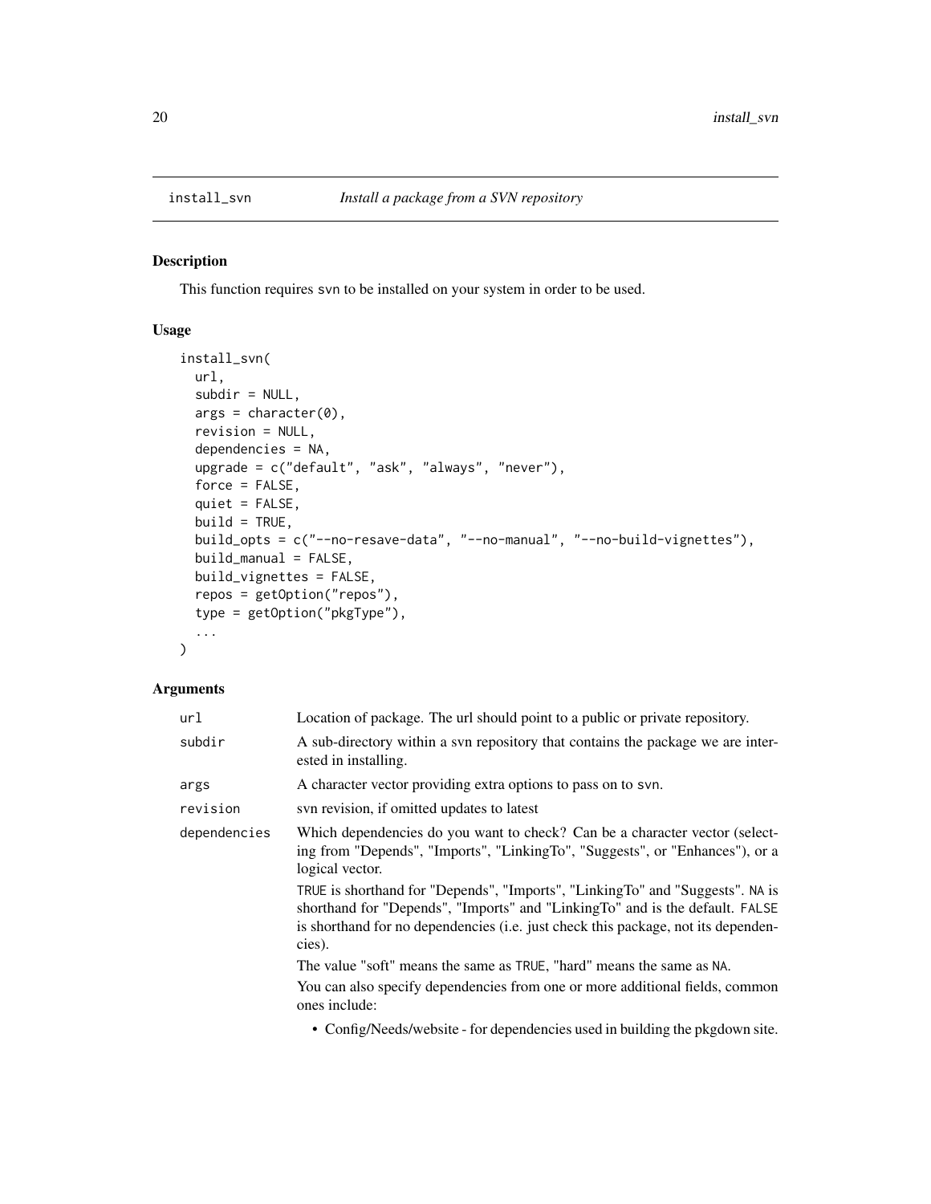## install_svn — *Install a package from a SVN repository*

### Description

This function requires svn to be installed on your system in order to be used.

### Usage

```
install_svn(
  url,
  subdir = NULL,
  args = character(0),
  revision = NULL,
  dependencies = NA,
  upgrade = c("default", "ask", "always", "never"),
  force = FALSE,
  quiet = FALSE,
  build = TRUE,
  build_opts = c("--no-resave-data", "--no-manual", "--no-build-vignettes"),
  build_manual = FALSE,
  build_vignettes = FALSE,
  repos = getOption("repos"),
  type = getOption("pkgType"),
  ...
)
```

### Arguments

| | |
|---|---|
| `url` | Location of package. The url should point to a public or private repository. |
| `subdir` | A sub-directory within a svn repository that contains the package we are interested in installing. |
| `args` | A character vector providing extra options to pass on to `svn`. |
| `revision` | svn revision, if omitted updates to latest |
| `dependencies` | Which dependencies do you want to check? Can be a character vector (selecting from "Depends", "Imports", "LinkingTo", "Suggests", or "Enhances"), or a logical vector.<br><br>`TRUE` is shorthand for "Depends", "Imports", "LinkingTo" and "Suggests". `NA` is shorthand for "Depends", "Imports" and "LinkingTo" and is the default. `FALSE` is shorthand for no dependencies (i.e. just check this package, not its dependencies).<br><br>The value "soft" means the same as `TRUE`, "hard" means the same as `NA`.<br><br>You can also specify dependencies from one or more additional fields, common ones include:<br><br>• Config/Needs/website - for dependencies used in building the pkgdown site. |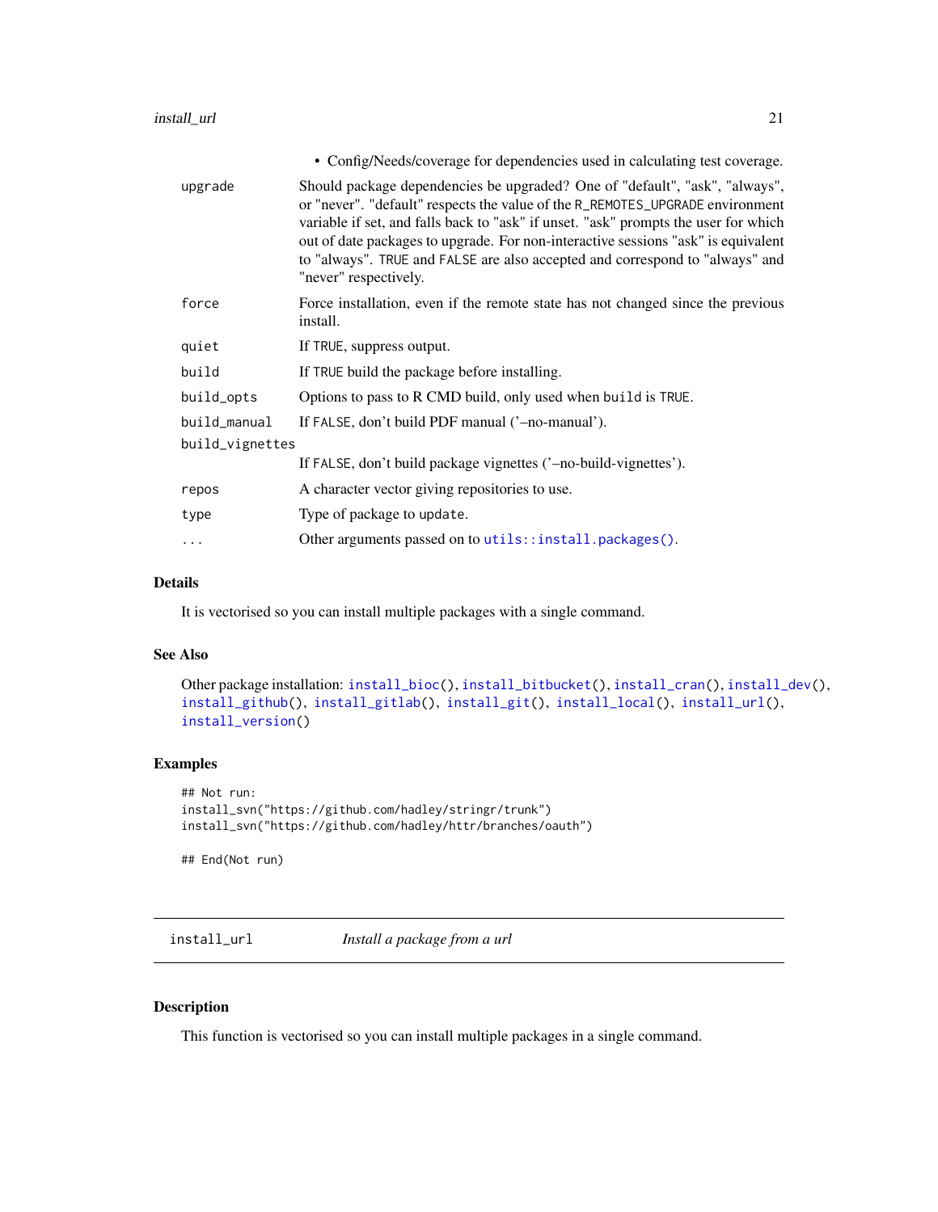- Config/Needs/coverage for dependencies used in calculating test coverage.

| | |
|---|---|
| upgrade | Should package dependencies be upgraded? One of "default", "ask", "always", or "never". "default" respects the value of the `R_REMOTES_UPGRADE` environment variable if set, and falls back to "ask" if unset. "ask" prompts the user for which out of date packages to upgrade. For non-interactive sessions "ask" is equivalent to "always". `TRUE` and `FALSE` are also accepted and correspond to "always" and "never" respectively. |
| force | Force installation, even if the remote state has not changed since the previous install. |
| quiet | If `TRUE`, suppress output. |
| build | If `TRUE` build the package before installing. |
| build_opts | Options to pass to R CMD build, only used when `build` is `TRUE`. |
| build_manual | If `FALSE`, don't build PDF manual ('–no-manual'). |
| build_vignettes | If `FALSE`, don't build package vignettes ('–no-build-vignettes'). |
| repos | A character vector giving repositories to use. |
| type | Type of package to `update`. |
| ... | Other arguments passed on to `utils::install.packages()`. |

## Details

It is vectorised so you can install multiple packages with a single command.

## See Also

Other package installation: `install_bioc()`, `install_bitbucket()`, `install_cran()`, `install_dev()`, `install_github()`, `install_gitlab()`, `install_git()`, `install_local()`, `install_url()`, `install_version()`

## Examples

```
## Not run:
install_svn("https://github.com/hadley/stringr/trunk")
install_svn("https://github.com/hadley/httr/branches/oauth")

## End(Not run)
```

---

# install_url — *Install a package from a url*

## Description

This function is vectorised so you can install multiple packages in a single command.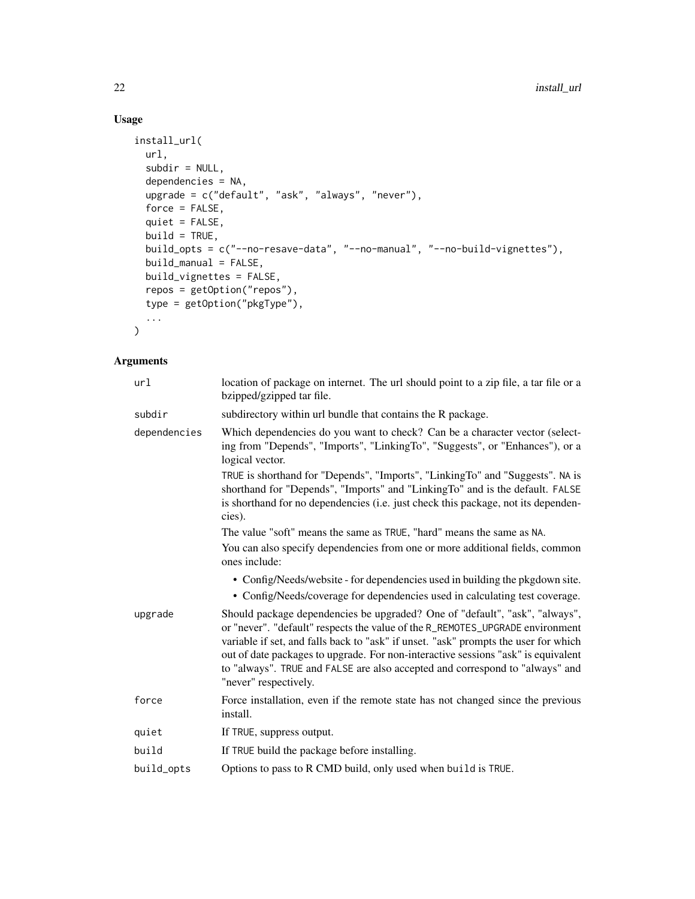## Usage

```
install_url(
  url,
  subdir = NULL,
  dependencies = NA,
  upgrade = c("default", "ask", "always", "never"),
  force = FALSE,
  quiet = FALSE,
  build = TRUE,
  build_opts = c("--no-resave-data", "--no-manual", "--no-build-vignettes"),
  build_manual = FALSE,
  build_vignettes = FALSE,
  repos = getOption("repos"),
  type = getOption("pkgType"),
  ...
)
```

## Arguments

| | |
|---|---|
| `url` | location of package on internet. The url should point to a zip file, a tar file or a bzipped/gzipped tar file. |
| `subdir` | subdirectory within url bundle that contains the R package. |
| `dependencies` | Which dependencies do you want to check? Can be a character vector (selecting from "Depends", "Imports", "LinkingTo", "Suggests", or "Enhances"), or a logical vector.<br><br>`TRUE` is shorthand for "Depends", "Imports", "LinkingTo" and "Suggests". `NA` is shorthand for "Depends", "Imports" and "LinkingTo" and is the default. `FALSE` is shorthand for no dependencies (i.e. just check this package, not its dependencies).<br><br>The value "soft" means the same as `TRUE`, "hard" means the same as `NA`.<br><br>You can also specify dependencies from one or more additional fields, common ones include:<br>• Config/Needs/website - for dependencies used in building the pkgdown site.<br>• Config/Needs/coverage for dependencies used in calculating test coverage. |
| `upgrade` | Should package dependencies be upgraded? One of "default", "ask", "always", or "never". "default" respects the value of the `R_REMOTES_UPGRADE` environment variable if set, and falls back to "ask" if unset. "ask" prompts the user for which out of date packages to upgrade. For non-interactive sessions "ask" is equivalent to "always". `TRUE` and `FALSE` are also accepted and correspond to "always" and "never" respectively. |
| `force` | Force installation, even if the remote state has not changed since the previous install. |
| `quiet` | If `TRUE`, suppress output. |
| `build` | If `TRUE` build the package before installing. |
| `build_opts` | Options to pass to R CMD build, only used when `build` is `TRUE`. |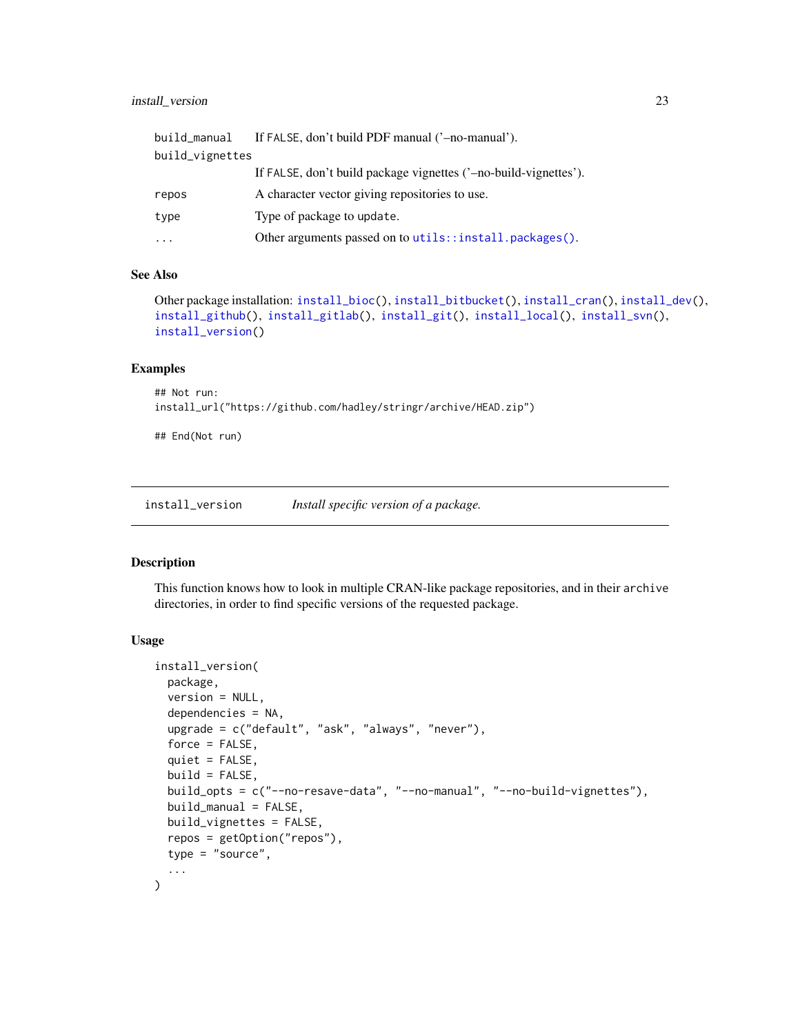| | |
|---|---|
| build_manual | If FALSE, don't build PDF manual ('–no-manual'). |
| build_vignettes | If FALSE, don't build package vignettes ('–no-build-vignettes'). |
| repos | A character vector giving repositories to use. |
| type | Type of package to update. |
| ... | Other arguments passed on to utils::install.packages(). |

### See Also

Other package installation: install_bioc(), install_bitbucket(), install_cran(), install_dev(), install_github(), install_gitlab(), install_git(), install_local(), install_svn(), install_version()

### Examples

```
## Not run:
install_url("https://github.com/hadley/stringr/archive/HEAD.zip")

## End(Not run)
```

---

## install_version    *Install specific version of a package.*

---

### Description

This function knows how to look in multiple CRAN-like package repositories, and in their archive directories, in order to find specific versions of the requested package.

### Usage

```
install_version(
  package,
  version = NULL,
  dependencies = NA,
  upgrade = c("default", "ask", "always", "never"),
  force = FALSE,
  quiet = FALSE,
  build = FALSE,
  build_opts = c("--no-resave-data", "--no-manual", "--no-build-vignettes"),
  build_manual = FALSE,
  build_vignettes = FALSE,
  repos = getOption("repos"),
  type = "source",
  ...
)
```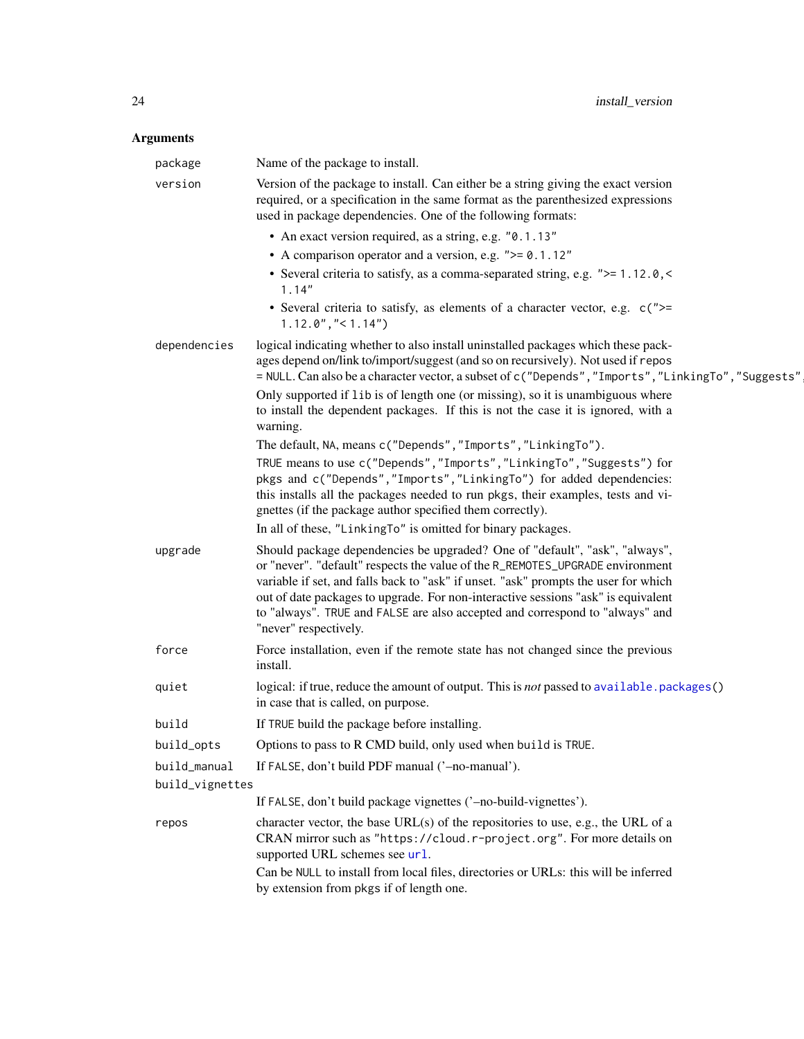## Arguments

**package** Name of the package to install.

**version** Version of the package to install. Can either be a string giving the exact version required, or a specification in the same format as the parenthesized expressions used in package dependencies. One of the following formats:

- An exact version required, as a string, e.g. `"0.1.13"`
- A comparison operator and a version, e.g. `">= 0.1.12"`
- Several criteria to satisfy, as a comma-separated string, e.g. `">= 1.12.0,< 1.14"`
- Several criteria to satisfy, as elements of a character vector, e.g. `c(">= 1.12.0","< 1.14")`

**dependencies** logical indicating whether to also install uninstalled packages which these packages depend on/link to/import/suggest (and so on recursively). Not used if `repos = NULL`. Can also be a character vector, a subset of `c("Depends","Imports","LinkingTo","Suggests",`

Only supported if `lib` is of length one (or missing), so it is unambiguous where to install the dependent packages. If this is not the case it is ignored, with a warning.

The default, `NA`, means `c("Depends","Imports","LinkingTo")`.

`TRUE` means to use `c("Depends","Imports","LinkingTo","Suggests")` for `pkgs` and `c("Depends","Imports","LinkingTo")` for added dependencies: this installs all the packages needed to run `pkgs`, their examples, tests and vignettes (if the package author specified them correctly).

In all of these, `"LinkingTo"` is omitted for binary packages.

**upgrade** Should package dependencies be upgraded? One of "default", "ask", "always", or "never". "default" respects the value of the `R_REMOTES_UPGRADE` environment variable if set, and falls back to "ask" if unset. "ask" prompts the user for which out of date packages to upgrade. For non-interactive sessions "ask" is equivalent to "always". `TRUE` and `FALSE` are also accepted and correspond to "always" and "never" respectively.

**force** Force installation, even if the remote state has not changed since the previous install.

**quiet** logical: if true, reduce the amount of output. This is *not* passed to `available.packages()` in case that is called, on purpose.

**build** If `TRUE` build the package before installing.

**build_opts** Options to pass to R CMD build, only used when `build` is `TRUE`.

**build_manual** If `FALSE`, don't build PDF manual ('–no-manual').

**build_vignettes** If `FALSE`, don't build package vignettes ('–no-build-vignettes').

**repos** character vector, the base URL(s) of the repositories to use, e.g., the URL of a CRAN mirror such as `"https://cloud.r-project.org"`. For more details on supported URL schemes see `url`.

Can be `NULL` to install from local files, directories or URLs: this will be inferred by extension from `pkgs` if of length one.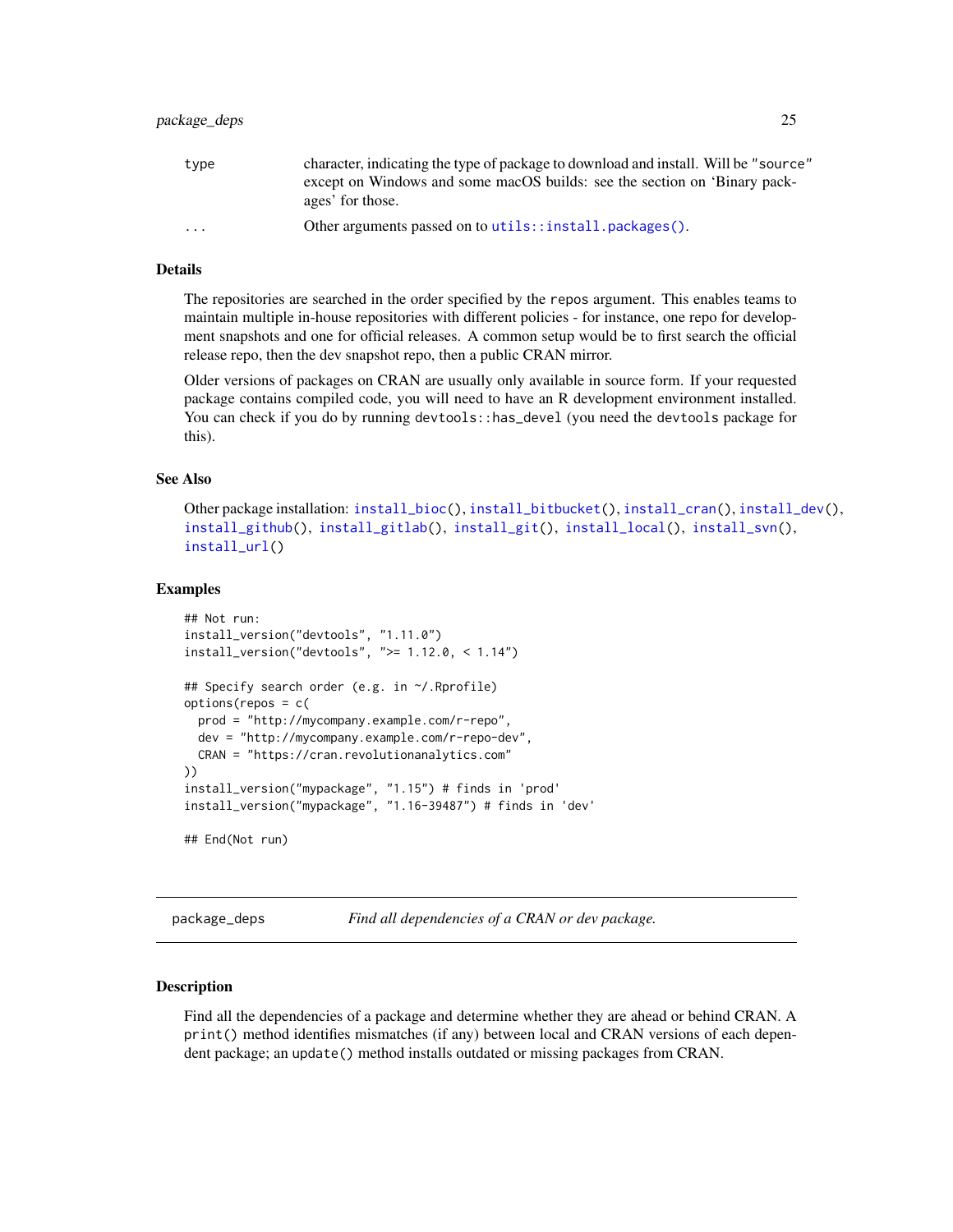| | |
|---|---|
| type | character, indicating the type of package to download and install. Will be "source" except on Windows and some macOS builds: see the section on 'Binary packages' for those. |
| ... | Other arguments passed on to utils::install.packages(). |

## Details

The repositories are searched in the order specified by the repos argument. This enables teams to maintain multiple in-house repositories with different policies - for instance, one repo for development snapshots and one for official releases. A common setup would be to first search the official release repo, then the dev snapshot repo, then a public CRAN mirror.

Older versions of packages on CRAN are usually only available in source form. If your requested package contains compiled code, you will need to have an R development environment installed. You can check if you do by running devtools::has_devel (you need the devtools package for this).

## See Also

Other package installation: install_bioc(), install_bitbucket(), install_cran(), install_dev(), install_github(), install_gitlab(), install_git(), install_local(), install_svn(), install_url()

## Examples

```
## Not run:
install_version("devtools", "1.11.0")
install_version("devtools", ">= 1.12.0, < 1.14")

## Specify search order (e.g. in ~/.Rprofile)
options(repos = c(
  prod = "http://mycompany.example.com/r-repo",
  dev = "http://mycompany.example.com/r-repo-dev",
  CRAN = "https://cran.revolutionanalytics.com"
))
install_version("mypackage", "1.15") # finds in 'prod'
install_version("mypackage", "1.16-39487") # finds in 'dev'

## End(Not run)
```

---

# package_deps — *Find all dependencies of a CRAN or dev package.*

## Description

Find all the dependencies of a package and determine whether they are ahead or behind CRAN. A print() method identifies mismatches (if any) between local and CRAN versions of each dependent package; an update() method installs outdated or missing packages from CRAN.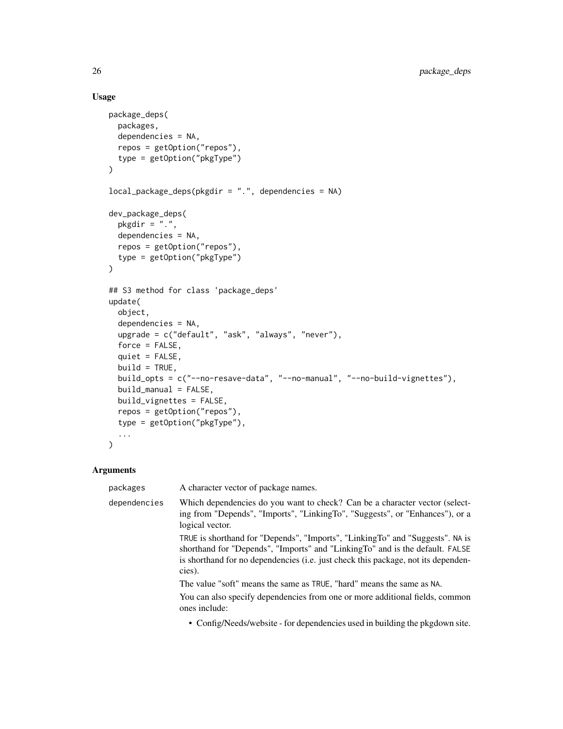## Usage

```
package_deps(
  packages,
  dependencies = NA,
  repos = getOption("repos"),
  type = getOption("pkgType")
)

local_package_deps(pkgdir = ".", dependencies = NA)

dev_package_deps(
  pkgdir = ".",
  dependencies = NA,
  repos = getOption("repos"),
  type = getOption("pkgType")
)

## S3 method for class 'package_deps'
update(
  object,
  dependencies = NA,
  upgrade = c("default", "ask", "always", "never"),
  force = FALSE,
  quiet = FALSE,
  build = TRUE,
  build_opts = c("--no-resave-data", "--no-manual", "--no-build-vignettes"),
  build_manual = FALSE,
  build_vignettes = FALSE,
  repos = getOption("repos"),
  type = getOption("pkgType"),
  ...
)
```

## Arguments

| | |
|---|---|
| `packages` | A character vector of package names. |
| `dependencies` | Which dependencies do you want to check? Can be a character vector (selecting from "Depends", "Imports", "LinkingTo", "Suggests", or "Enhances"), or a logical vector.<br><br>`TRUE` is shorthand for "Depends", "Imports", "LinkingTo" and "Suggests". `NA` is shorthand for "Depends", "Imports" and "LinkingTo" and is the default. `FALSE` is shorthand for no dependencies (i.e. just check this package, not its dependencies).<br><br>The value "soft" means the same as `TRUE`, "hard" means the same as `NA`.<br><br>You can also specify dependencies from one or more additional fields, common ones include:<br><br>• Config/Needs/website - for dependencies used in building the pkgdown site. |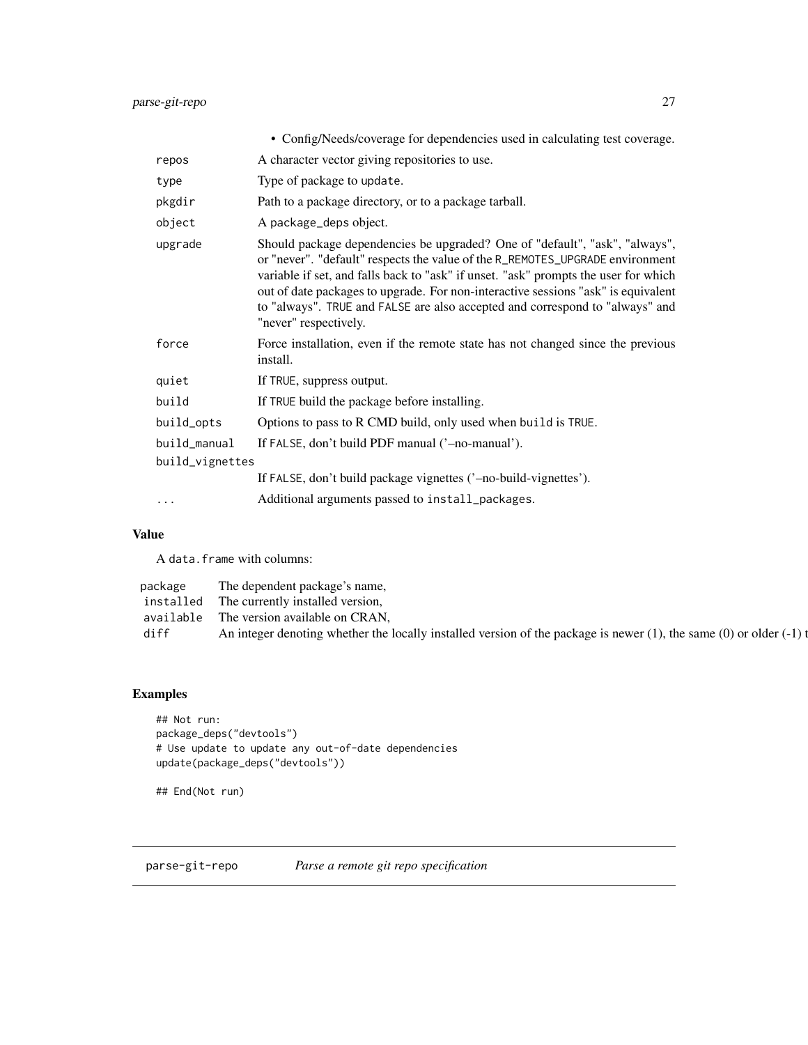- Config/Needs/coverage for dependencies used in calculating test coverage.

| | |
|---|---|
| repos | A character vector giving repositories to use. |
| type | Type of package to update. |
| pkgdir | Path to a package directory, or to a package tarball. |
| object | A package_deps object. |
| upgrade | Should package dependencies be upgraded? One of "default", "ask", "always", or "never". "default" respects the value of the R_REMOTES_UPGRADE environment variable if set, and falls back to "ask" if unset. "ask" prompts the user for which out of date packages to upgrade. For non-interactive sessions "ask" is equivalent to "always". TRUE and FALSE are also accepted and correspond to "always" and "never" respectively. |
| force | Force installation, even if the remote state has not changed since the previous install. |
| quiet | If TRUE, suppress output. |
| build | If TRUE build the package before installing. |
| build_opts | Options to pass to R CMD build, only used when build is TRUE. |
| build_manual | If FALSE, don't build PDF manual ('–no-manual'). |
| build_vignettes | If FALSE, don't build package vignettes ('–no-build-vignettes'). |
| ... | Additional arguments passed to install_packages. |

## Value

A data.frame with columns:

| | |
|---|---|
| package | The dependent package's name, |
| installed | The currently installed version, |
| available | The version available on CRAN, |
| diff | An integer denoting whether the locally installed version of the package is newer (1), the same (0) or older (-1) t |

## Examples

```
## Not run:
package_deps("devtools")
# Use update to update any out-of-date dependencies
update(package_deps("devtools"))

## End(Not run)
```

---

parse-git-repo *Parse a remote git repo specification*

---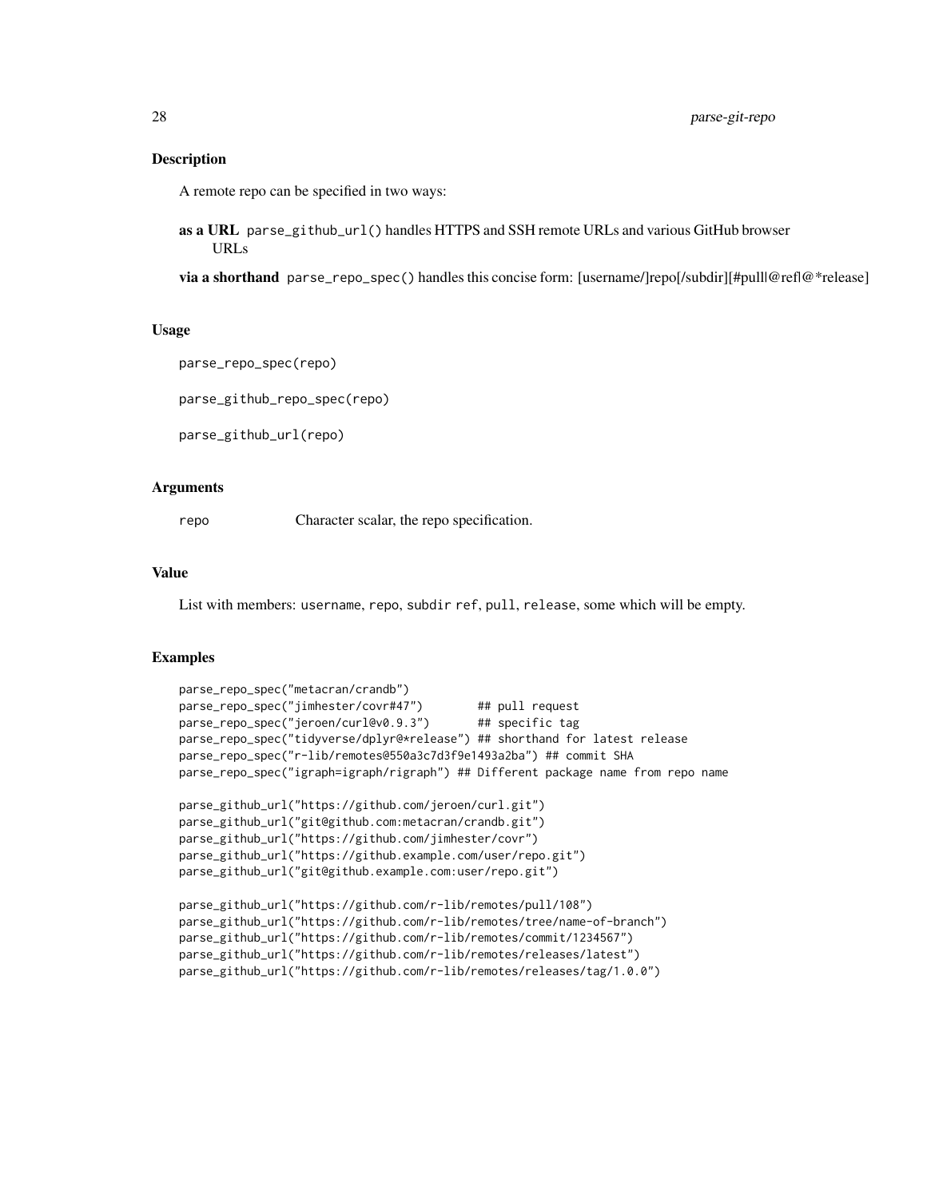## Description

A remote repo can be specified in two ways:

**as a URL** `parse_github_url()` handles HTTPS and SSH remote URLs and various GitHub browser URLs

**via a shorthand** `parse_repo_spec()` handles this concise form: [username/]repo[/subdir][#pull|@ref|@*release]

## Usage

```
parse_repo_spec(repo)

parse_github_repo_spec(repo)

parse_github_url(repo)
```

## Arguments

| | |
|---|---|
| `repo` | Character scalar, the repo specification. |

## Value

List with members: `username`, `repo`, `subdir` `ref`, `pull`, `release`, some which will be empty.

## Examples

```
parse_repo_spec("metacran/crandb")
parse_repo_spec("jimhester/covr#47")        ## pull request
parse_repo_spec("jeroen/curl@v0.9.3")       ## specific tag
parse_repo_spec("tidyverse/dplyr@*release") ## shorthand for latest release
parse_repo_spec("r-lib/remotes@550a3c7d3f9e1493a2ba") ## commit SHA
parse_repo_spec("igraph=igraph/rigraph") ## Different package name from repo name

parse_github_url("https://github.com/jeroen/curl.git")
parse_github_url("git@github.com:metacran/crandb.git")
parse_github_url("https://github.com/jimhester/covr")
parse_github_url("https://github.example.com/user/repo.git")
parse_github_url("git@github.example.com:user/repo.git")

parse_github_url("https://github.com/r-lib/remotes/pull/108")
parse_github_url("https://github.com/r-lib/remotes/tree/name-of-branch")
parse_github_url("https://github.com/r-lib/remotes/commit/1234567")
parse_github_url("https://github.com/r-lib/remotes/releases/latest")
parse_github_url("https://github.com/r-lib/remotes/releases/tag/1.0.0")
```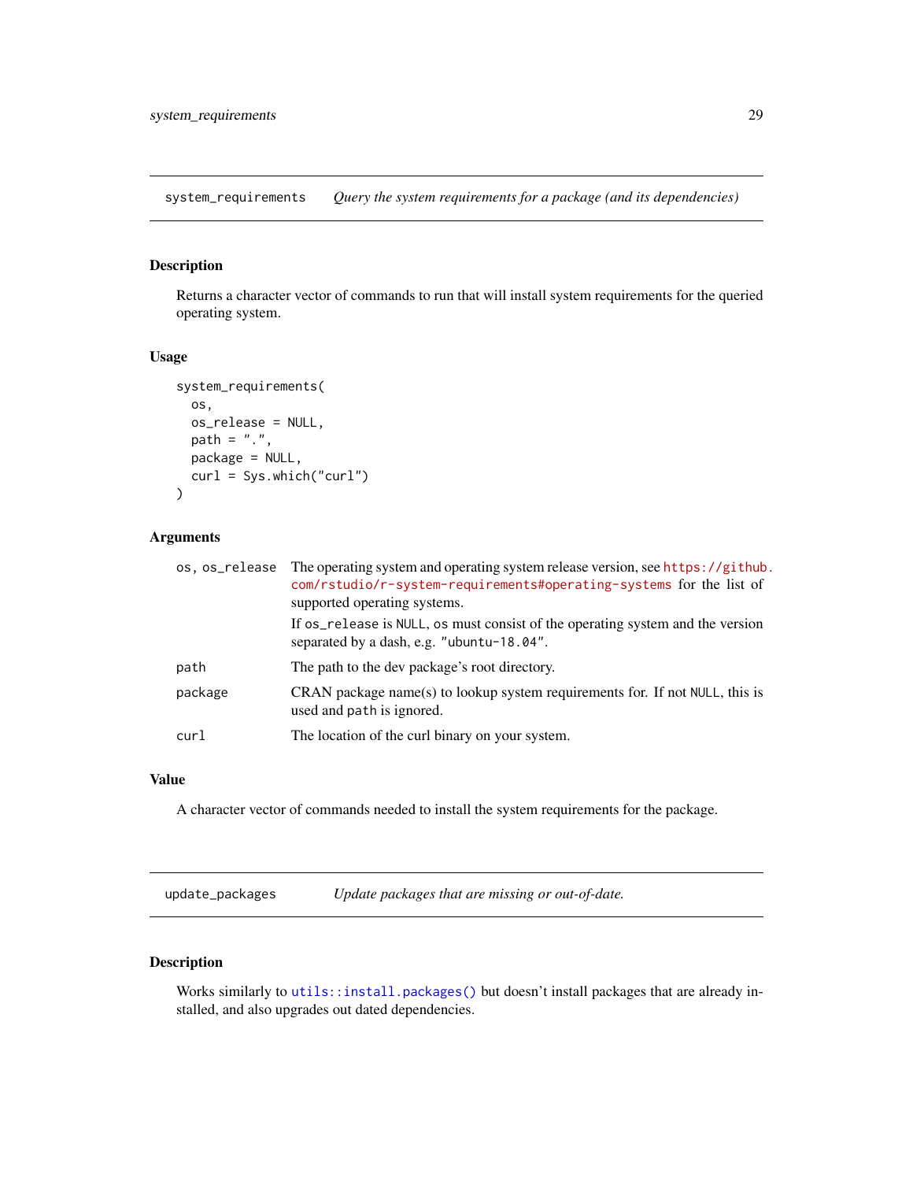## system_requirements — *Query the system requirements for a package (and its dependencies)*

### Description

Returns a character vector of commands to run that will install system requirements for the queried operating system.

### Usage

```
system_requirements(
  os,
  os_release = NULL,
  path = ".",
  package = NULL,
  curl = Sys.which("curl")
)
```

### Arguments

| | |
|---|---|
| `os, os_release` | The operating system and operating system release version, see https://github.com/rstudio/r-system-requirements#operating-systems for the list of supported operating systems.<br><br>If `os_release` is `NULL`, `os` must consist of the operating system and the version separated by a dash, e.g. `"ubuntu-18.04"`. |
| `path` | The path to the dev package's root directory. |
| `package` | CRAN package name(s) to lookup system requirements for. If not `NULL`, this is used and `path` is ignored. |
| `curl` | The location of the curl binary on your system. |

### Value

A character vector of commands needed to install the system requirements for the package.

## update_packages — *Update packages that are missing or out-of-date.*

### Description

Works similarly to `utils::install.packages()` but doesn't install packages that are already installed, and also upgrades out dated dependencies.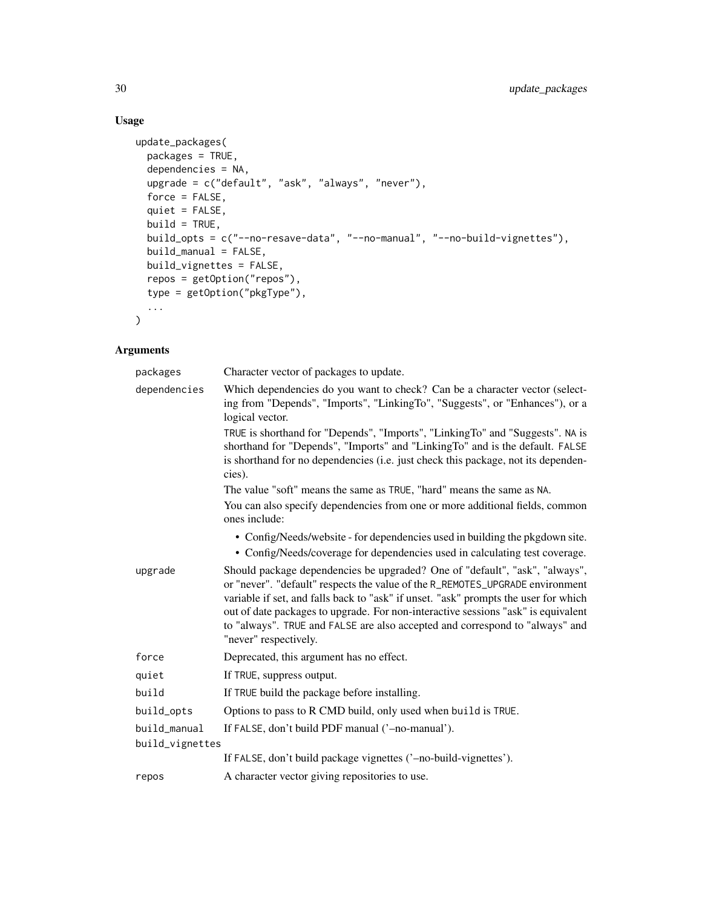## Usage

```
update_packages(
  packages = TRUE,
  dependencies = NA,
  upgrade = c("default", "ask", "always", "never"),
  force = FALSE,
  quiet = FALSE,
  build = TRUE,
  build_opts = c("--no-resave-data", "--no-manual", "--no-build-vignettes"),
  build_manual = FALSE,
  build_vignettes = FALSE,
  repos = getOption("repos"),
  type = getOption("pkgType"),
  ...
)
```

## Arguments

| | |
|---|---|
| `packages` | Character vector of packages to update. |
| `dependencies` | Which dependencies do you want to check? Can be a character vector (selecting from "Depends", "Imports", "LinkingTo", "Suggests", or "Enhances"), or a logical vector.<br><br>`TRUE` is shorthand for "Depends", "Imports", "LinkingTo" and "Suggests". `NA` is shorthand for "Depends", "Imports" and "LinkingTo" and is the default. `FALSE` is shorthand for no dependencies (i.e. just check this package, not its dependencies).<br><br>The value "soft" means the same as `TRUE`, "hard" means the same as `NA`.<br><br>You can also specify dependencies from one or more additional fields, common ones include:<br><br>• Config/Needs/website - for dependencies used in building the pkgdown site.<br>• Config/Needs/coverage for dependencies used in calculating test coverage. |
| `upgrade` | Should package dependencies be upgraded? One of "default", "ask", "always", or "never". "default" respects the value of the `R_REMOTES_UPGRADE` environment variable if set, and falls back to "ask" if unset. "ask" prompts the user for which out of date packages to upgrade. For non-interactive sessions "ask" is equivalent to "always". `TRUE` and `FALSE` are also accepted and correspond to "always" and "never" respectively. |
| `force` | Deprecated, this argument has no effect. |
| `quiet` | If `TRUE`, suppress output. |
| `build` | If `TRUE` build the package before installing. |
| `build_opts` | Options to pass to R CMD build, only used when `build` is `TRUE`. |
| `build_manual` | If `FALSE`, don't build PDF manual ('–no-manual'). |
| `build_vignettes` | If `FALSE`, don't build package vignettes ('–no-build-vignettes'). |
| `repos` | A character vector giving repositories to use. |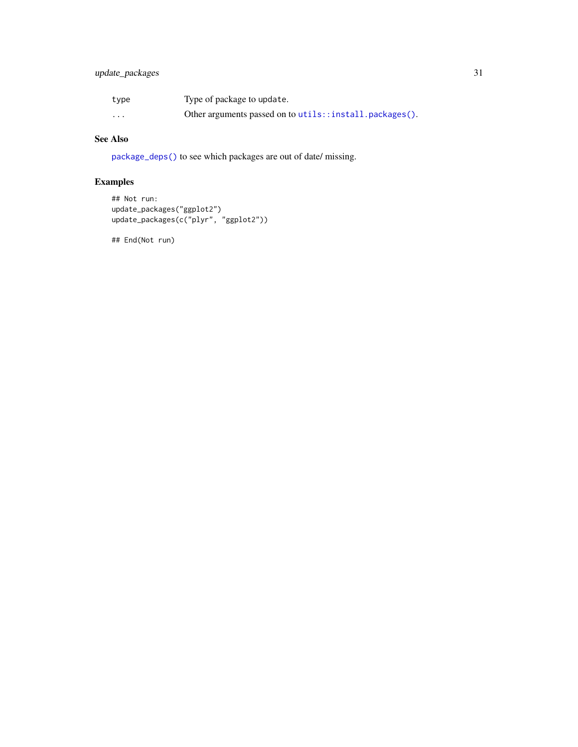| | |
|---|---|
| `type` | Type of package to `update`. |
| `...` | Other arguments passed on to `utils::install.packages()`. |

## See Also

`package_deps()` to see which packages are out of date/ missing.

## Examples

```
## Not run:
update_packages("ggplot2")
update_packages(c("plyr", "ggplot2"))

## End(Not run)
```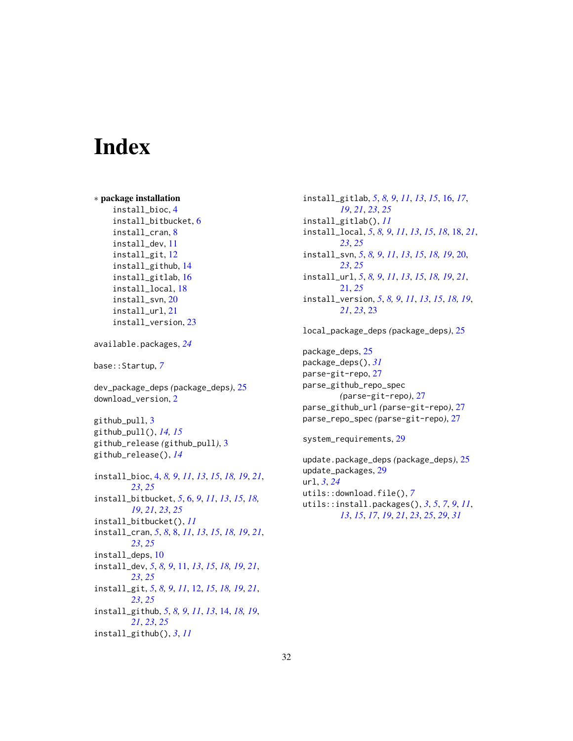# Index

∗ **package installation**

install_bioc, 4
install_bitbucket, 6
install_cran, 8
install_dev, 11
install_git, 12
install_github, 14
install_gitlab, 16
install_local, 18
install_svn, 20
install_url, 21
install_version, 23

available.packages, *24*

base::Startup, *7*

dev_package_deps *(package_deps)*, 25
download_version, 2

github_pull, 3
github_pull(), *14, 15*
github_release *(github_pull)*, 3
github_release(), *14*

install_bioc, 4, *8, 9*, *11*, *13*, *15*, *18, 19*, *21*, *23*, *25*
install_bitbucket, *5*, 6, *9*, *11*, *13*, *15*, *18, 19*, *21*, *23*, *25*
install_bitbucket(), *11*
install_cran, *5*, *8*, 8, *11*, *13*, *15*, *18, 19*, *21*, *23*, *25*
install_deps, 10
install_dev, *5*, *8, 9*, 11, *13*, *15*, *18, 19*, *21*, *23*, *25*
install_git, *5*, *8, 9*, *11*, 12, *15*, *18, 19*, *21*, *23*, *25*
install_github, *5*, *8, 9*, *11*, *13*, 14, *18, 19*, *21*, *23*, *25*
install_github(), *3*, *11*
install_gitlab, *5*, *8, 9*, *11*, *13*, *15*, 16, *17*, *19*, *21*, *23*, *25*
install_gitlab(), *11*
install_local, *5*, *8, 9*, *11*, *13*, *15*, *18*, 18, *21*, *23*, *25*
install_svn, *5*, *8, 9*, *11*, *13*, *15*, *18, 19*, 20, *23*, *25*
install_url, *5*, *8, 9*, *11*, *13*, *15*, *18, 19*, *21*, 21, *25*
install_version, *5*, *8, 9*, *11*, *13*, *15*, *18, 19*, *21*, *23*, 23

local_package_deps *(package_deps)*, 25

package_deps, 25
package_deps(), *31*
parse-git-repo, 27
parse_github_repo_spec *(parse-git-repo)*, 27
parse_github_url *(parse-git-repo)*, 27
parse_repo_spec *(parse-git-repo)*, 27

system_requirements, 29

update.package_deps *(package_deps)*, 25
update_packages, 29
url, *3*, *24*
utils::download.file(), *7*
utils::install.packages(), *3*, *5*, *7*, *9*, *11*, *13*, *15*, *17*, *19*, *21*, *23*, *25*, *29*, *31*